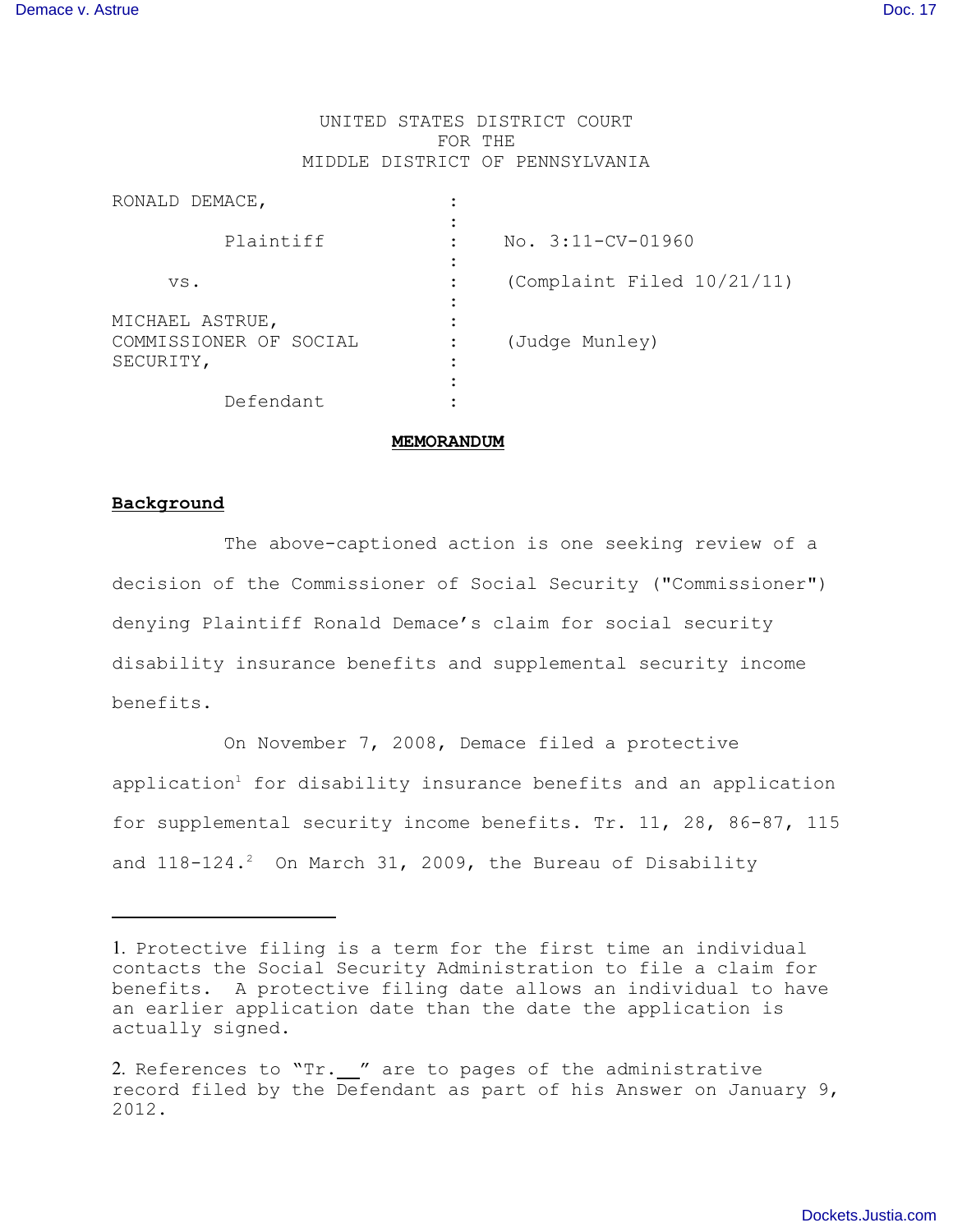UNITED STATES DISTRICT COURT
FOR THE
MIDDLE DISTRICT OF PENNSYLVANIA

| | | |
|---|---|---|
| RONALD DEMACE, | : | |
| Plaintiff | : | No. 3:11-CV-01960 |
| vs. | : | (Complaint Filed 10/21/11) |
| MICHAEL ASTRUE, COMMISSIONER OF SOCIAL SECURITY, | : | (Judge Munley) |
| Defendant | : | |

**MEMORANDUM**

**Background**

The above-captioned action is one seeking review of a decision of the Commissioner of Social Security ("Commissioner") denying Plaintiff Ronald Demace's claim for social security disability insurance benefits and supplemental security income benefits.

On November 7, 2008, Demace filed a protective application[1] for disability insurance benefits and an application for supplemental security income benefits. Tr. 11, 28, 86-87, 115 and 118-124.[2] On March 31, 2009, the Bureau of Disability

---

1. Protective filing is a term for the first time an individual contacts the Social Security Administration to file a claim for benefits. A protective filing date allows an individual to have an earlier application date than the date the application is actually signed.

2. References to "Tr.__" are to pages of the administrative record filed by the Defendant as part of his Answer on January 9, 2012.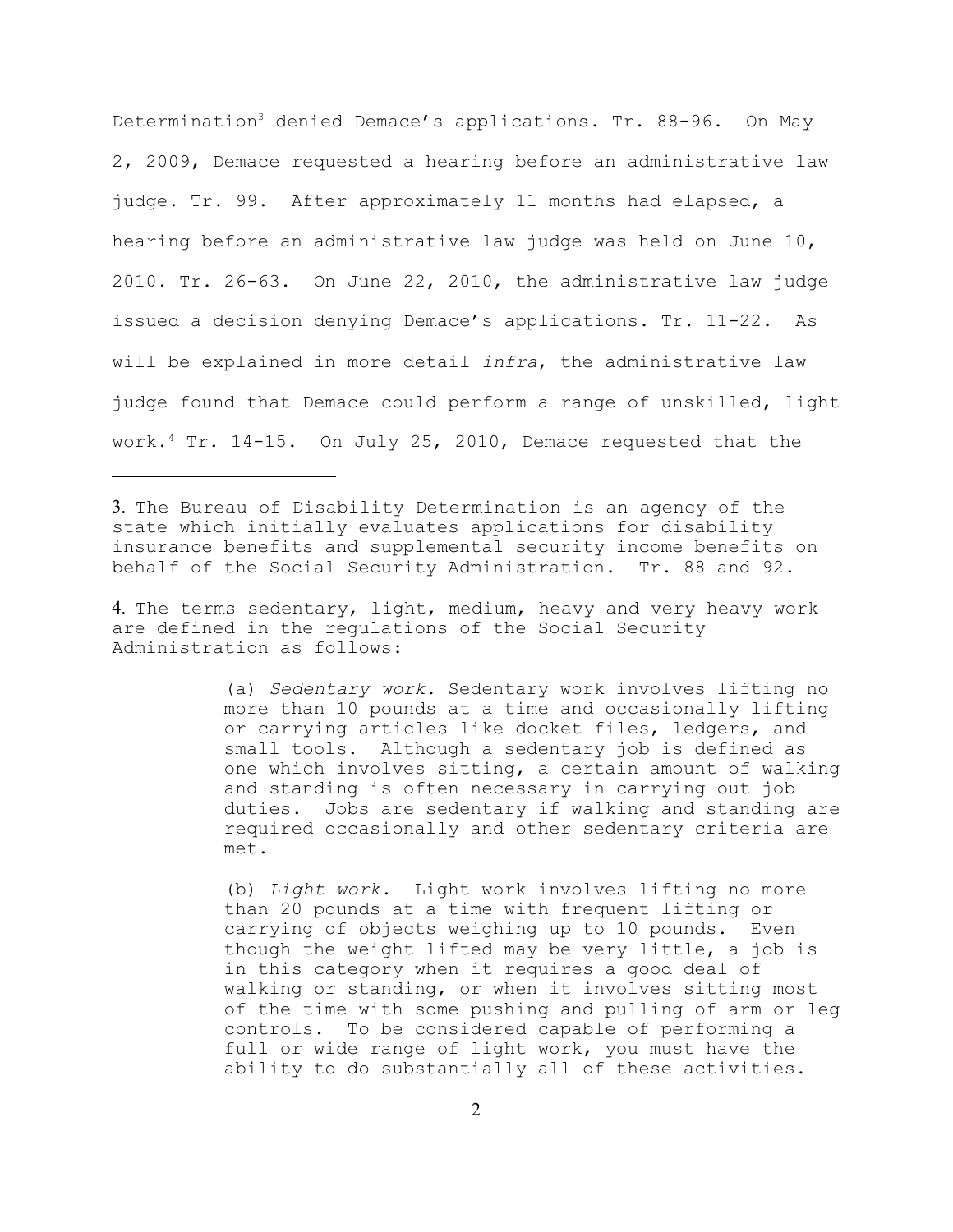Determination[3] denied Demace's applications. Tr. 88-96. On May 2, 2009, Demace requested a hearing before an administrative law judge. Tr. 99. After approximately 11 months had elapsed, a hearing before an administrative law judge was held on June 10, 2010. Tr. 26-63. On June 22, 2010, the administrative law judge issued a decision denying Demace's applications. Tr. 11-22. As will be explained in more detail *infra*, the administrative law judge found that Demace could perform a range of unskilled, light work.[4] Tr. 14-15. On July 25, 2010, Demace requested that the

---

3. The Bureau of Disability Determination is an agency of the state which initially evaluates applications for disability insurance benefits and supplemental security income benefits on behalf of the Social Security Administration. Tr. 88 and 92.

4. The terms sedentary, light, medium, heavy and very heavy work are defined in the regulations of the Social Security Administration as follows:

> (a) *Sedentary work*. Sedentary work involves lifting no more than 10 pounds at a time and occasionally lifting or carrying articles like docket files, ledgers, and small tools. Although a sedentary job is defined as one which involves sitting, a certain amount of walking and standing is often necessary in carrying out job duties. Jobs are sedentary if walking and standing are required occasionally and other sedentary criteria are met.
>
> (b) *Light work*. Light work involves lifting no more than 20 pounds at a time with frequent lifting or carrying of objects weighing up to 10 pounds. Even though the weight lifted may be very little, a job is in this category when it requires a good deal of walking or standing, or when it involves sitting most of the time with some pushing and pulling of arm or leg controls. To be considered capable of performing a full or wide range of light work, you must have the ability to do substantially all of these activities.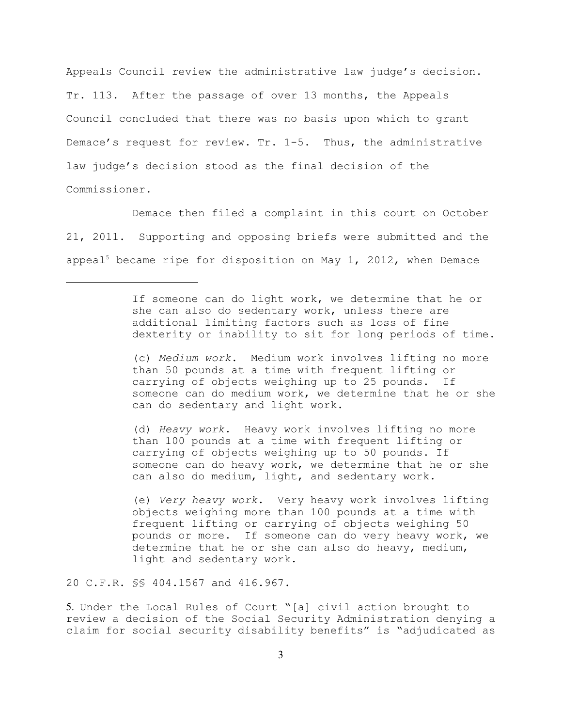Appeals Council review the administrative law judge's decision. Tr. 113. After the passage of over 13 months, the Appeals Council concluded that there was no basis upon which to grant Demace's request for review. Tr. 1-5. Thus, the administrative law judge's decision stood as the final decision of the Commissioner.

Demace then filed a complaint in this court on October 21, 2011. Supporting and opposing briefs were submitted and the appeal[5] became ripe for disposition on May 1, 2012, when Demace

---

> If someone can do light work, we determine that he or she can also do sedentary work, unless there are additional limiting factors such as loss of fine dexterity or inability to sit for long periods of time.
>
> (c) *Medium work*. Medium work involves lifting no more than 50 pounds at a time with frequent lifting or carrying of objects weighing up to 25 pounds. If someone can do medium work, we determine that he or she can do sedentary and light work.
>
> (d) *Heavy work*. Heavy work involves lifting no more than 100 pounds at a time with frequent lifting or carrying of objects weighing up to 50 pounds. If someone can do heavy work, we determine that he or she can also do medium, light, and sedentary work.
>
> (e) *Very heavy work*. Very heavy work involves lifting objects weighing more than 100 pounds at a time with frequent lifting or carrying of objects weighing 50 pounds or more. If someone can do very heavy work, we determine that he or she can also do heavy, medium, light and sedentary work.

20 C.F.R. §§ 404.1567 and 416.967.

5. Under the Local Rules of Court "[a] civil action brought to review a decision of the Social Security Administration denying a claim for social security disability benefits" is "adjudicated as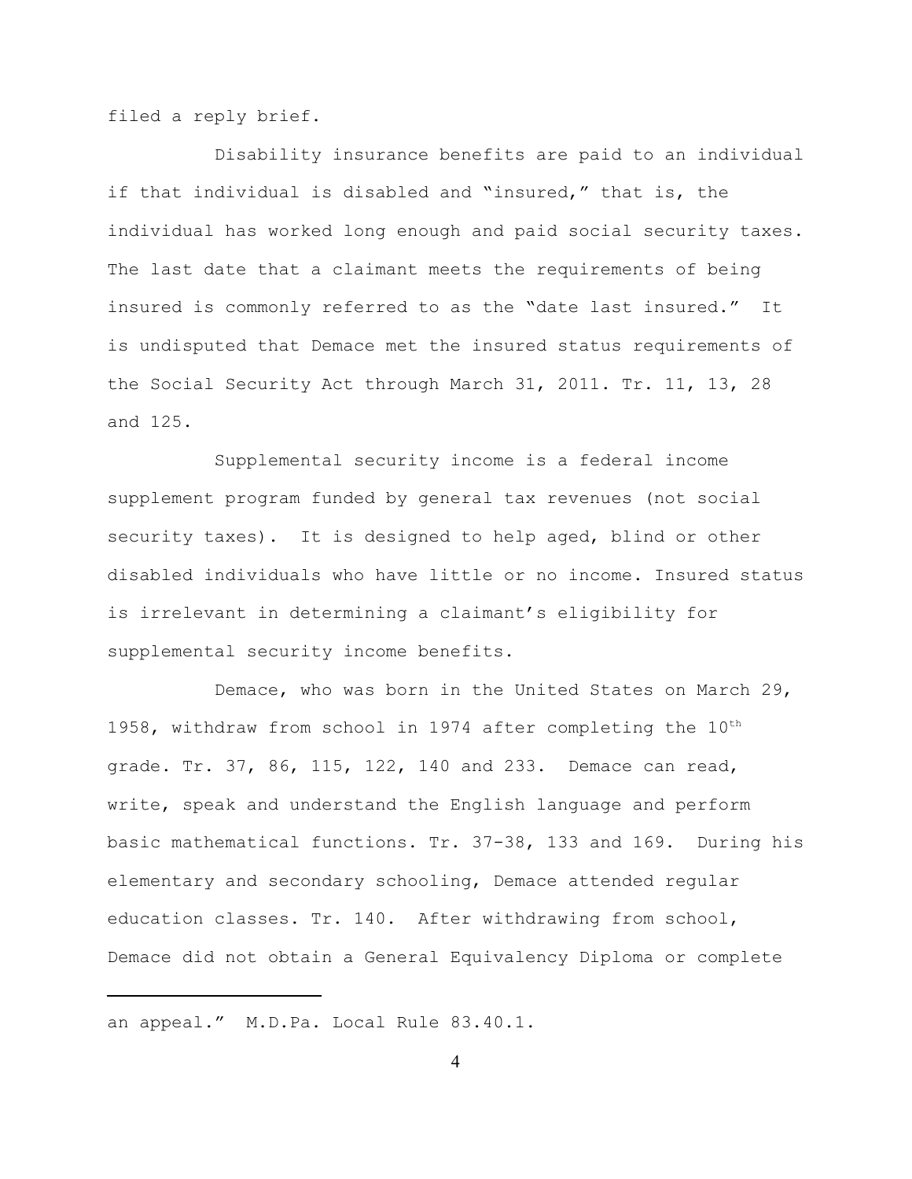filed a reply brief.

Disability insurance benefits are paid to an individual if that individual is disabled and "insured," that is, the individual has worked long enough and paid social security taxes. The last date that a claimant meets the requirements of being insured is commonly referred to as the "date last insured." It is undisputed that Demace met the insured status requirements of the Social Security Act through March 31, 2011. Tr. 11, 13, 28 and 125.

Supplemental security income is a federal income supplement program funded by general tax revenues (not social security taxes). It is designed to help aged, blind or other disabled individuals who have little or no income. Insured status is irrelevant in determining a claimant's eligibility for supplemental security income benefits.

Demace, who was born in the United States on March 29, 1958, withdraw from school in 1974 after completing the 10th grade. Tr. 37, 86, 115, 122, 140 and 233. Demace can read, write, speak and understand the English language and perform basic mathematical functions. Tr. 37-38, 133 and 169. During his elementary and secondary schooling, Demace attended regular education classes. Tr. 140. After withdrawing from school, Demace did not obtain a General Equivalency Diploma or complete

---

an appeal." M.D.Pa. Local Rule 83.40.1.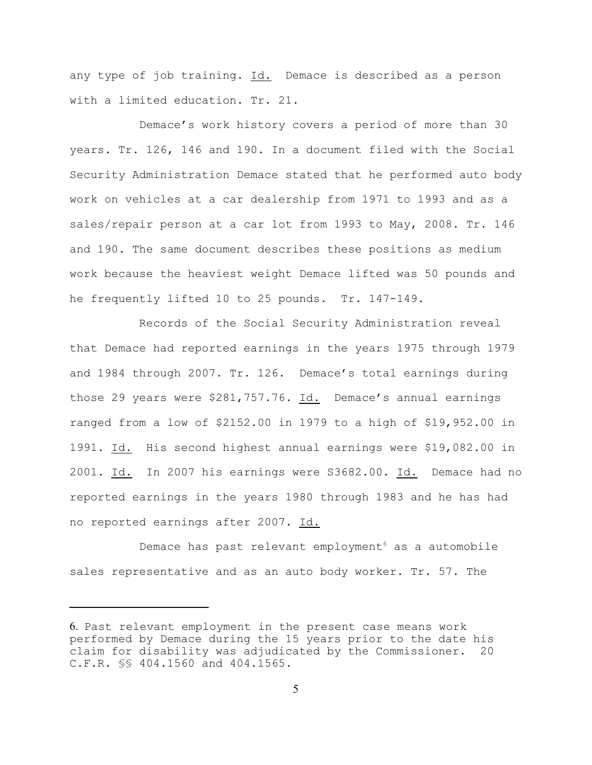any type of job training. Id. Demace is described as a person with a limited education. Tr. 21.

Demace's work history covers a period of more than 30 years. Tr. 126, 146 and 190. In a document filed with the Social Security Administration Demace stated that he performed auto body work on vehicles at a car dealership from 1971 to 1993 and as a sales/repair person at a car lot from 1993 to May, 2008. Tr. 146 and 190. The same document describes these positions as medium work because the heaviest weight Demace lifted was 50 pounds and he frequently lifted 10 to 25 pounds. Tr. 147-149.

Records of the Social Security Administration reveal that Demace had reported earnings in the years 1975 through 1979 and 1984 through 2007. Tr. 126. Demace's total earnings during those 29 years were $281,757.76. Id. Demace's annual earnings ranged from a low of $2152.00 in 1979 to a high of $19,952.00 in 1991. Id. His second highest annual earnings were $19,082.00 in 2001. Id. In 2007 his earnings were S3682.00. Id. Demace had no reported earnings in the years 1980 through 1983 and he has had no reported earnings after 2007. Id.

Demace has past relevant employment[6] as a automobile sales representative and as an auto body worker. Tr. 57. The

---

6. Past relevant employment in the present case means work performed by Demace during the 15 years prior to the date his claim for disability was adjudicated by the Commissioner. 20 C.F.R. §§ 404.1560 and 404.1565.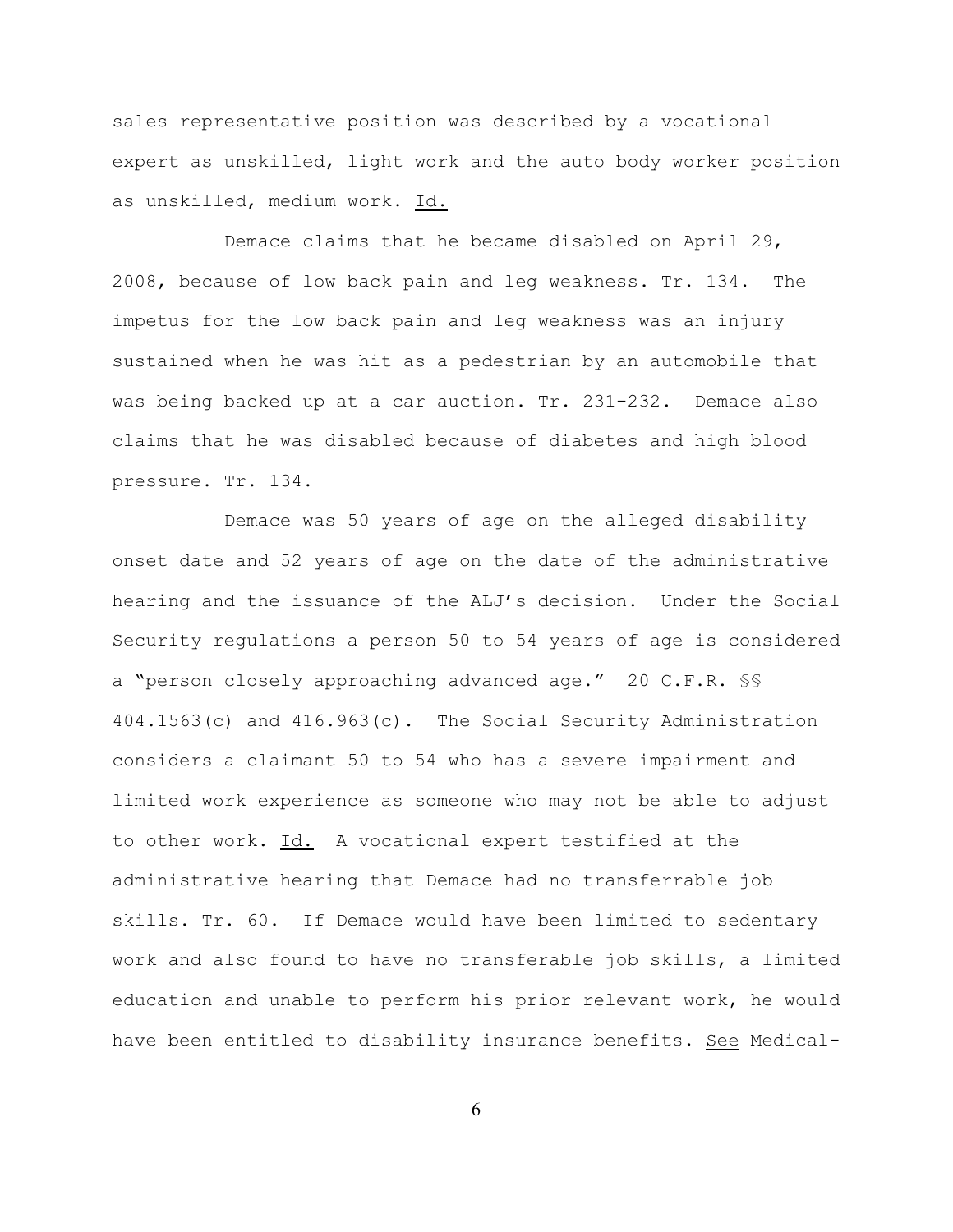sales representative position was described by a vocational expert as unskilled, light work and the auto body worker position as unskilled, medium work. Id.

Demace claims that he became disabled on April 29, 2008, because of low back pain and leg weakness. Tr. 134. The impetus for the low back pain and leg weakness was an injury sustained when he was hit as a pedestrian by an automobile that was being backed up at a car auction. Tr. 231-232. Demace also claims that he was disabled because of diabetes and high blood pressure. Tr. 134.

Demace was 50 years of age on the alleged disability onset date and 52 years of age on the date of the administrative hearing and the issuance of the ALJ's decision. Under the Social Security regulations a person 50 to 54 years of age is considered a "person closely approaching advanced age." 20 C.F.R. §§ 404.1563(c) and 416.963(c). The Social Security Administration considers a claimant 50 to 54 who has a severe impairment and limited work experience as someone who may not be able to adjust to other work. Id. A vocational expert testified at the administrative hearing that Demace had no transferrable job skills. Tr. 60. If Demace would have been limited to sedentary work and also found to have no transferable job skills, a limited education and unable to perform his prior relevant work, he would have been entitled to disability insurance benefits. See Medical-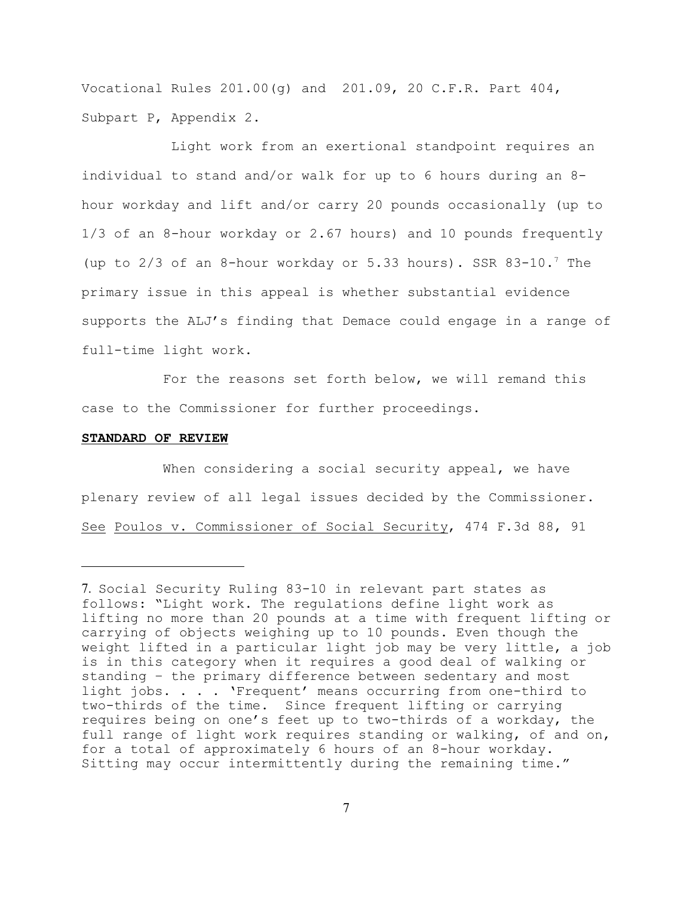Vocational Rules 201.00(g) and 201.09, 20 C.F.R. Part 404, Subpart P, Appendix 2.

Light work from an exertional standpoint requires an individual to stand and/or walk for up to 6 hours during an 8-hour workday and lift and/or carry 20 pounds occasionally (up to 1/3 of an 8-hour workday or 2.67 hours) and 10 pounds frequently (up to 2/3 of an 8-hour workday or 5.33 hours). SSR 83-10.[7] The primary issue in this appeal is whether substantial evidence supports the ALJ's finding that Demace could engage in a range of full-time light work.

For the reasons set forth below, we will remand this case to the Commissioner for further proceedings.

**STANDARD OF REVIEW**

When considering a social security appeal, we have plenary review of all legal issues decided by the Commissioner. See Poulos v. Commissioner of Social Security, 474 F.3d 88, 91

---

7. Social Security Ruling 83-10 in relevant part states as follows: "Light work. The regulations define light work as lifting no more than 20 pounds at a time with frequent lifting or carrying of objects weighing up to 10 pounds. Even though the weight lifted in a particular light job may be very little, a job is in this category when it requires a good deal of walking or standing – the primary difference between sedentary and most light jobs. . . . 'Frequent' means occurring from one-third to two-thirds of the time. Since frequent lifting or carrying requires being on one's feet up to two-thirds of a workday, the full range of light work requires standing or walking, of and on, for a total of approximately 6 hours of an 8-hour workday. Sitting may occur intermittently during the remaining time."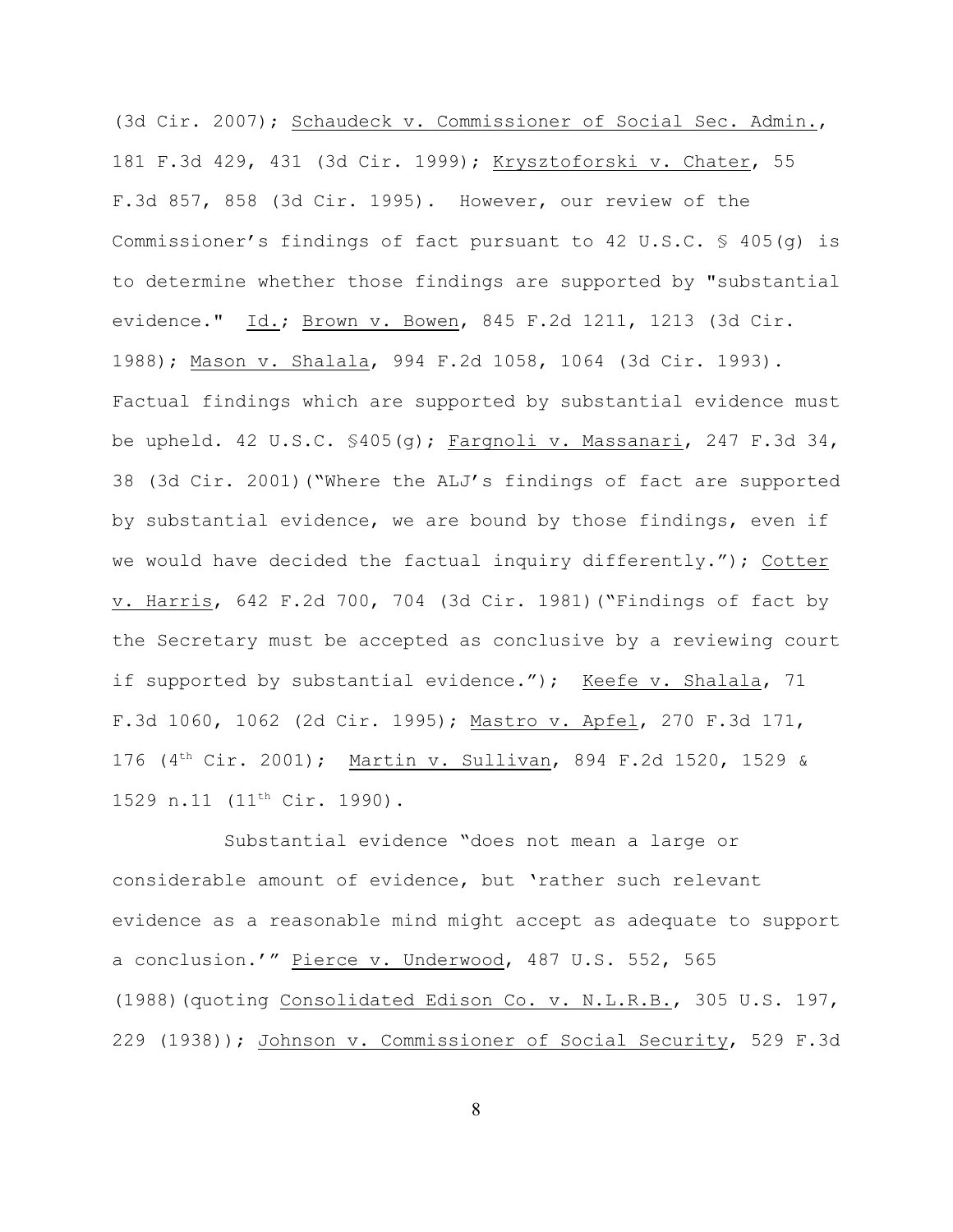(3d Cir. 2007); Schaudeck v. Commissioner of Social Sec. Admin., 181 F.3d 429, 431 (3d Cir. 1999); Krysztoforski v. Chater, 55 F.3d 857, 858 (3d Cir. 1995). However, our review of the Commissioner's findings of fact pursuant to 42 U.S.C. § 405(g) is to determine whether those findings are supported by "substantial evidence." Id.; Brown v. Bowen, 845 F.2d 1211, 1213 (3d Cir. 1988); Mason v. Shalala, 994 F.2d 1058, 1064 (3d Cir. 1993). Factual findings which are supported by substantial evidence must be upheld. 42 U.S.C. §405(g); Fargnoli v. Massanari, 247 F.3d 34, 38 (3d Cir. 2001)("Where the ALJ's findings of fact are supported by substantial evidence, we are bound by those findings, even if we would have decided the factual inquiry differently."); Cotter v. Harris, 642 F.2d 700, 704 (3d Cir. 1981)("Findings of fact by the Secretary must be accepted as conclusive by a reviewing court if supported by substantial evidence."); Keefe v. Shalala, 71 F.3d 1060, 1062 (2d Cir. 1995); Mastro v. Apfel, 270 F.3d 171, 176 (4th Cir. 2001); Martin v. Sullivan, 894 F.2d 1520, 1529 & 1529 n.11 (11th Cir. 1990).

Substantial evidence "does not mean a large or considerable amount of evidence, but 'rather such relevant evidence as a reasonable mind might accept as adequate to support a conclusion.'" Pierce v. Underwood, 487 U.S. 552, 565 (1988)(quoting Consolidated Edison Co. v. N.L.R.B., 305 U.S. 197, 229 (1938)); Johnson v. Commissioner of Social Security, 529 F.3d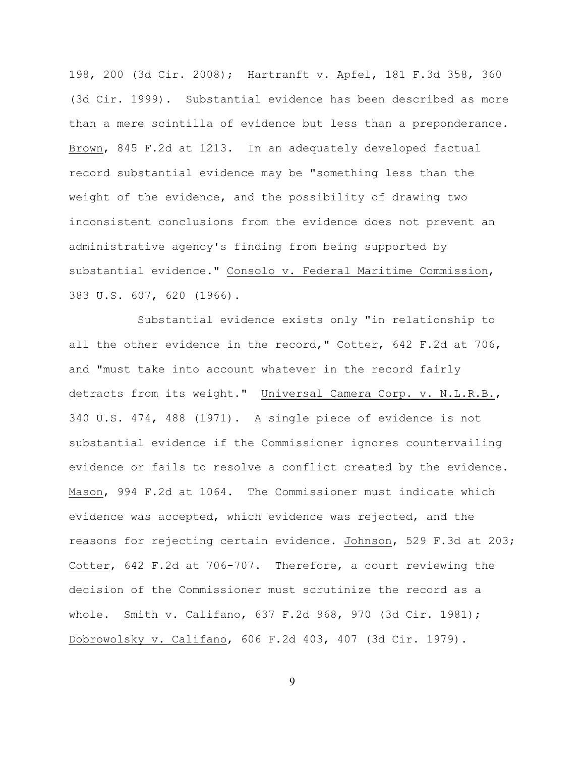198, 200 (3d Cir. 2008); Hartranft v. Apfel, 181 F.3d 358, 360 (3d Cir. 1999). Substantial evidence has been described as more than a mere scintilla of evidence but less than a preponderance. Brown, 845 F.2d at 1213. In an adequately developed factual record substantial evidence may be "something less than the weight of the evidence, and the possibility of drawing two inconsistent conclusions from the evidence does not prevent an administrative agency's finding from being supported by substantial evidence." Consolo v. Federal Maritime Commission, 383 U.S. 607, 620 (1966).

Substantial evidence exists only "in relationship to all the other evidence in the record," Cotter, 642 F.2d at 706, and "must take into account whatever in the record fairly detracts from its weight." Universal Camera Corp. v. N.L.R.B., 340 U.S. 474, 488 (1971). A single piece of evidence is not substantial evidence if the Commissioner ignores countervailing evidence or fails to resolve a conflict created by the evidence. Mason, 994 F.2d at 1064. The Commissioner must indicate which evidence was accepted, which evidence was rejected, and the reasons for rejecting certain evidence. Johnson, 529 F.3d at 203; Cotter, 642 F.2d at 706-707. Therefore, a court reviewing the decision of the Commissioner must scrutinize the record as a whole. Smith v. Califano, 637 F.2d 968, 970 (3d Cir. 1981); Dobrowolsky v. Califano, 606 F.2d 403, 407 (3d Cir. 1979).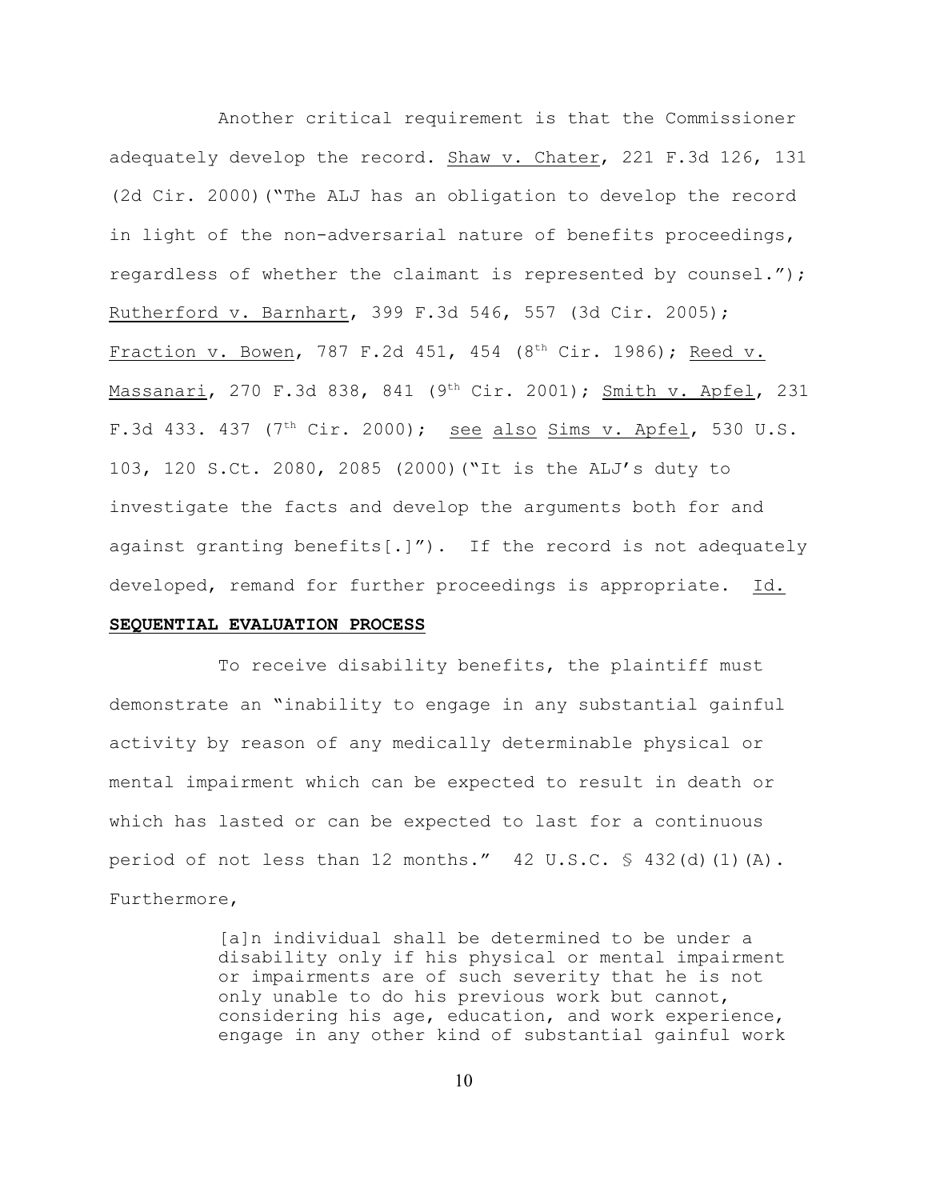Another critical requirement is that the Commissioner adequately develop the record. Shaw v. Chater, 221 F.3d 126, 131 (2d Cir. 2000)("The ALJ has an obligation to develop the record in light of the non-adversarial nature of benefits proceedings, regardless of whether the claimant is represented by counsel."); Rutherford v. Barnhart, 399 F.3d 546, 557 (3d Cir. 2005); Fraction v. Bowen, 787 F.2d 451, 454 (8th Cir. 1986); Reed v. Massanari, 270 F.3d 838, 841 (9th Cir. 2001); Smith v. Apfel, 231 F.3d 433. 437 (7th Cir. 2000); see also Sims v. Apfel, 530 U.S. 103, 120 S.Ct. 2080, 2085 (2000)("It is the ALJ's duty to investigate the facts and develop the arguments both for and against granting benefits[.]"). If the record is not adequately developed, remand for further proceedings is appropriate. Id.

**SEQUENTIAL EVALUATION PROCESS**

To receive disability benefits, the plaintiff must demonstrate an "inability to engage in any substantial gainful activity by reason of any medically determinable physical or mental impairment which can be expected to result in death or which has lasted or can be expected to last for a continuous period of not less than 12 months." 42 U.S.C. § 432(d)(1)(A). Furthermore,

> [a]n individual shall be determined to be under a disability only if his physical or mental impairment or impairments are of such severity that he is not only unable to do his previous work but cannot, considering his age, education, and work experience, engage in any other kind of substantial gainful work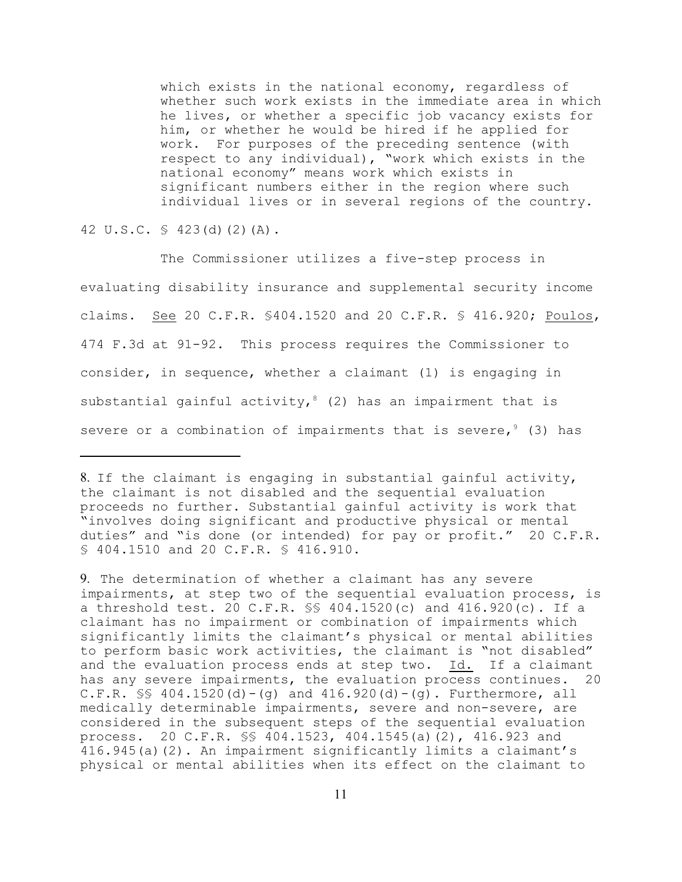> which exists in the national economy, regardless of whether such work exists in the immediate area in which he lives, or whether a specific job vacancy exists for him, or whether he would be hired if he applied for work. For purposes of the preceding sentence (with respect to any individual), "work which exists in the national economy" means work which exists in significant numbers either in the region where such individual lives or in several regions of the country.

42 U.S.C. § 423(d)(2)(A).

The Commissioner utilizes a five-step process in evaluating disability insurance and supplemental security income claims. See 20 C.F.R. §404.1520 and 20 C.F.R. § 416.920; Poulos, 474 F.3d at 91-92. This process requires the Commissioner to consider, in sequence, whether a claimant (1) is engaging in substantial gainful activity,[8] (2) has an impairment that is severe or a combination of impairments that is severe,[9] (3) has

---

8. If the claimant is engaging in substantial gainful activity, the claimant is not disabled and the sequential evaluation proceeds no further. Substantial gainful activity is work that "involves doing significant and productive physical or mental duties" and "is done (or intended) for pay or profit." 20 C.F.R. § 404.1510 and 20 C.F.R. § 416.910.

9. The determination of whether a claimant has any severe impairments, at step two of the sequential evaluation process, is a threshold test. 20 C.F.R. §§ 404.1520(c) and 416.920(c). If a claimant has no impairment or combination of impairments which significantly limits the claimant's physical or mental abilities to perform basic work activities, the claimant is "not disabled" and the evaluation process ends at step two. Id. If a claimant has any severe impairments, the evaluation process continues. 20 C.F.R. §§ 404.1520(d)-(g) and 416.920(d)-(g). Furthermore, all medically determinable impairments, severe and non-severe, are considered in the subsequent steps of the sequential evaluation process. 20 C.F.R. §§ 404.1523, 404.1545(a)(2), 416.923 and 416.945(a)(2). An impairment significantly limits a claimant's physical or mental abilities when its effect on the claimant to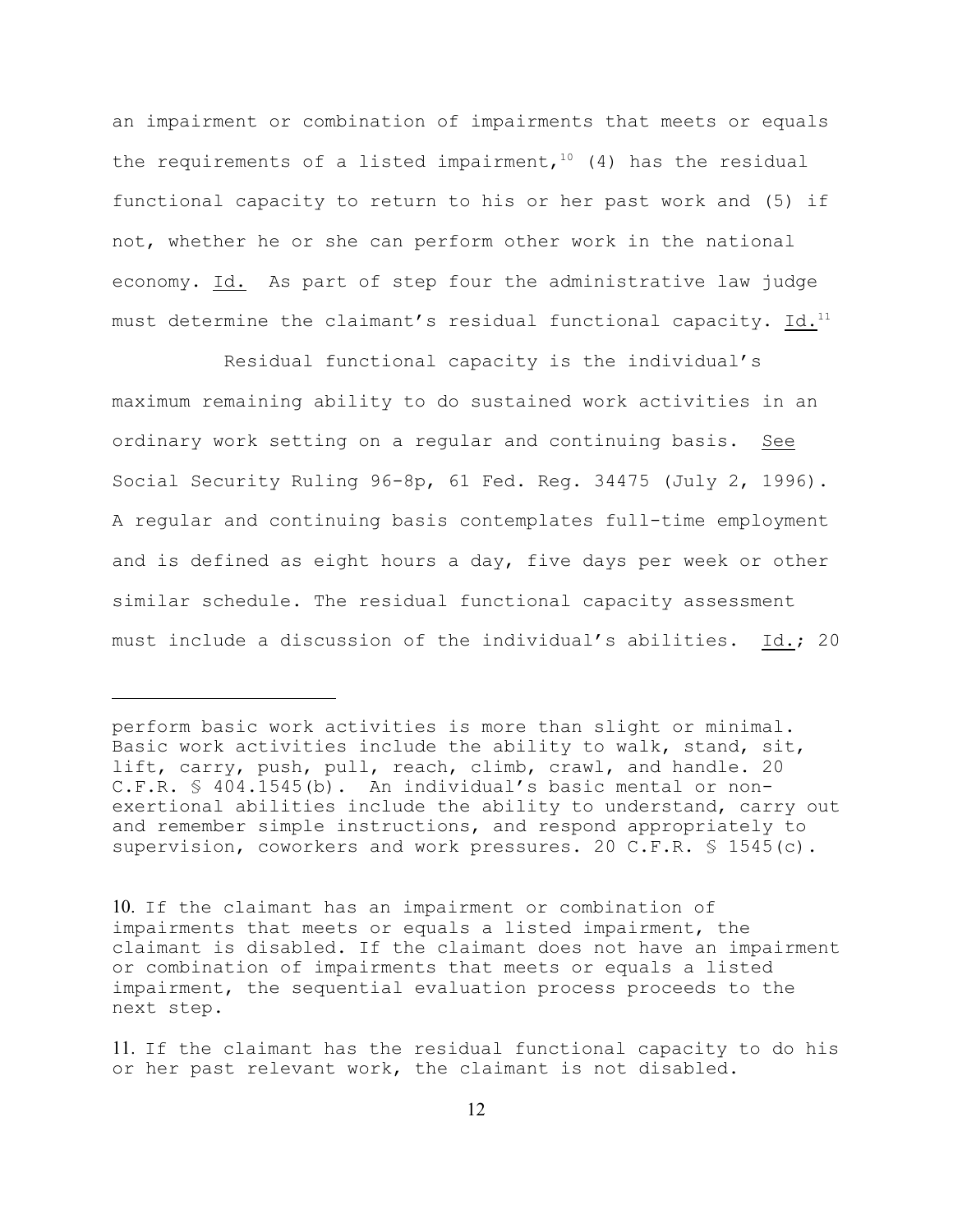an impairment or combination of impairments that meets or equals the requirements of a listed impairment,[10] (4) has the residual functional capacity to return to his or her past work and (5) if not, whether he or she can perform other work in the national economy. Id. As part of step four the administrative law judge must determine the claimant's residual functional capacity. Id.[11]

Residual functional capacity is the individual's maximum remaining ability to do sustained work activities in an ordinary work setting on a regular and continuing basis. See Social Security Ruling 96-8p, 61 Fed. Reg. 34475 (July 2, 1996). A regular and continuing basis contemplates full-time employment and is defined as eight hours a day, five days per week or other similar schedule. The residual functional capacity assessment must include a discussion of the individual's abilities. Id.; 20

---

perform basic work activities is more than slight or minimal. Basic work activities include the ability to walk, stand, sit, lift, carry, push, pull, reach, climb, crawl, and handle. 20 C.F.R. § 404.1545(b). An individual's basic mental or non-exertional abilities include the ability to understand, carry out and remember simple instructions, and respond appropriately to supervision, coworkers and work pressures. 20 C.F.R. § 1545(c).

10. If the claimant has an impairment or combination of impairments that meets or equals a listed impairment, the claimant is disabled. If the claimant does not have an impairment or combination of impairments that meets or equals a listed impairment, the sequential evaluation process proceeds to the next step.

11. If the claimant has the residual functional capacity to do his or her past relevant work, the claimant is not disabled.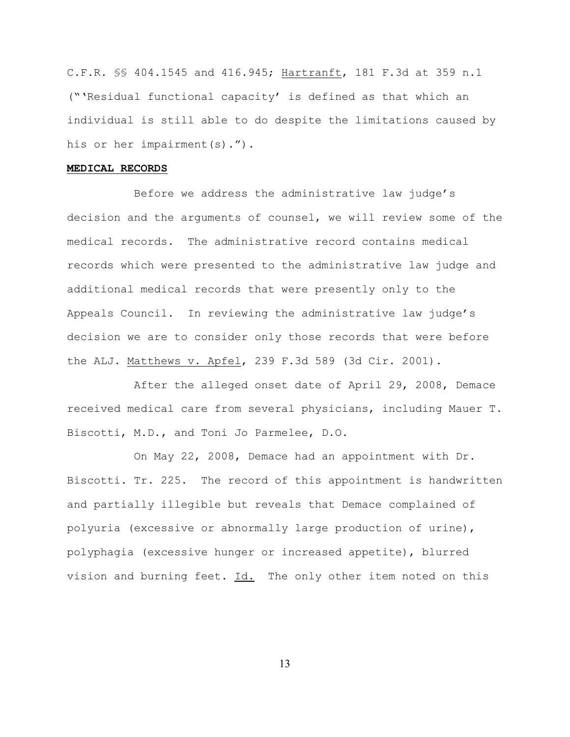C.F.R. §§ 404.1545 and 416.945; Hartranft, 181 F.3d at 359 n.1 ("'Residual functional capacity' is defined as that which an individual is still able to do despite the limitations caused by his or her impairment(s).").

**MEDICAL RECORDS**

Before we address the administrative law judge's decision and the arguments of counsel, we will review some of the medical records. The administrative record contains medical records which were presented to the administrative law judge and additional medical records that were presently only to the Appeals Council. In reviewing the administrative law judge's decision we are to consider only those records that were before the ALJ. Matthews v. Apfel, 239 F.3d 589 (3d Cir. 2001).

After the alleged onset date of April 29, 2008, Demace received medical care from several physicians, including Mauer T. Biscotti, M.D., and Toni Jo Parmelee, D.O.

On May 22, 2008, Demace had an appointment with Dr. Biscotti. Tr. 225. The record of this appointment is handwritten and partially illegible but reveals that Demace complained of polyuria (excessive or abnormally large production of urine), polyphagia (excessive hunger or increased appetite), blurred vision and burning feet. Id. The only other item noted on this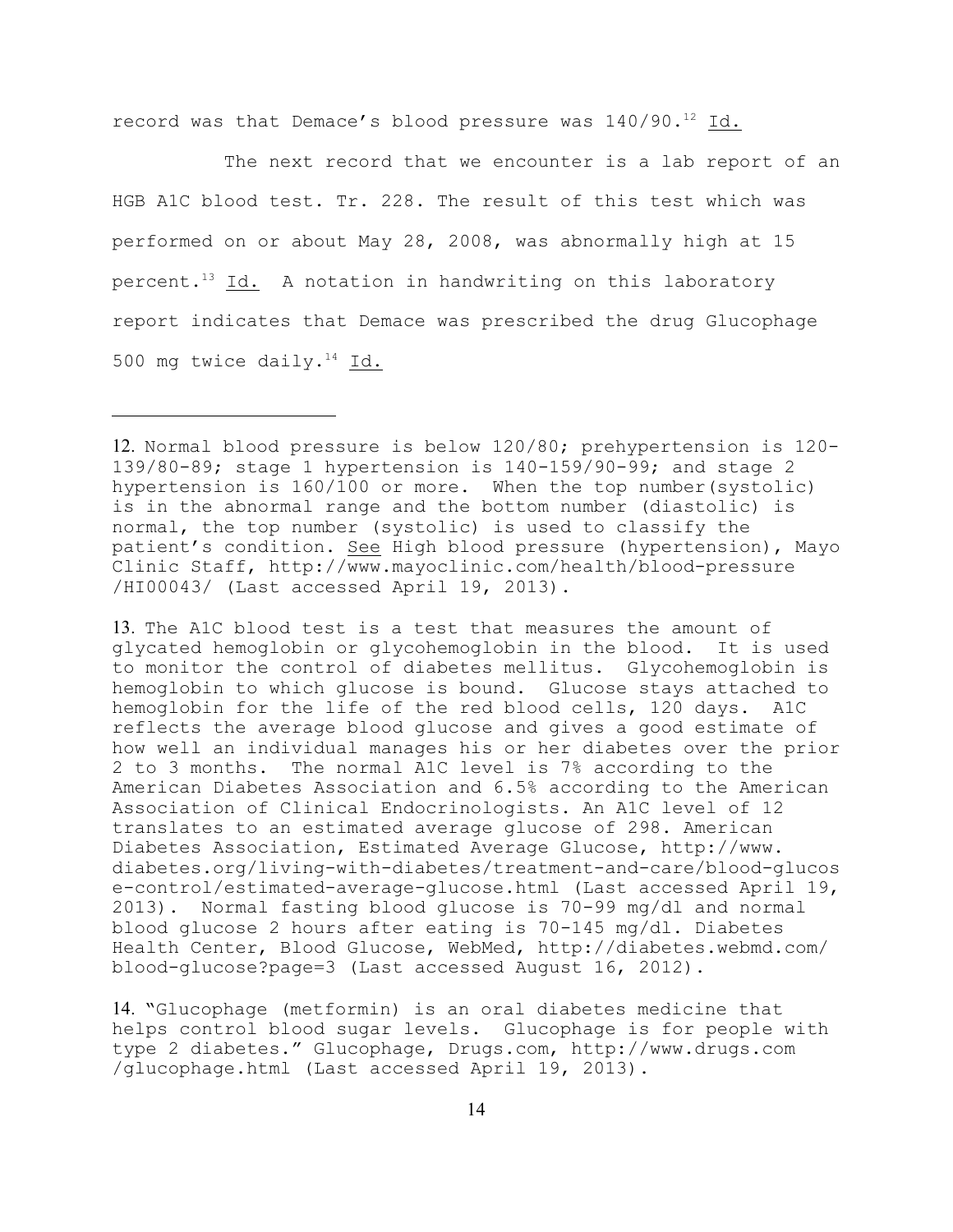record was that Demace's blood pressure was 140/90.[12] Id.

The next record that we encounter is a lab report of an HGB A1C blood test. Tr. 228. The result of this test which was performed on or about May 28, 2008, was abnormally high at 15 percent.[13] Id. A notation in handwriting on this laboratory report indicates that Demace was prescribed the drug Glucophage 500 mg twice daily.[14] Id.

---

12. Normal blood pressure is below 120/80; prehypertension is 120-139/80-89; stage 1 hypertension is 140-159/90-99; and stage 2 hypertension is 160/100 or more. When the top number(systolic) is in the abnormal range and the bottom number (diastolic) is normal, the top number (systolic) is used to classify the patient's condition. See High blood pressure (hypertension), Mayo Clinic Staff, http://www.mayoclinic.com/health/blood-pressure /HI00043/ (Last accessed April 19, 2013).

13. The A1C blood test is a test that measures the amount of glycated hemoglobin or glycohemoglobin in the blood. It is used to monitor the control of diabetes mellitus. Glycohemoglobin is hemoglobin to which glucose is bound. Glucose stays attached to hemoglobin for the life of the red blood cells, 120 days. A1C reflects the average blood glucose and gives a good estimate of how well an individual manages his or her diabetes over the prior 2 to 3 months. The normal A1C level is 7% according to the American Diabetes Association and 6.5% according to the American Association of Clinical Endocrinologists. An A1C level of 12 translates to an estimated average glucose of 298. American Diabetes Association, Estimated Average Glucose, http://www. diabetes.org/living-with-diabetes/treatment-and-care/blood-glucose-control/estimated-average-glucose.html (Last accessed April 19, 2013). Normal fasting blood glucose is 70-99 mg/dl and normal blood glucose 2 hours after eating is 70-145 mg/dl. Diabetes Health Center, Blood Glucose, WebMed, http://diabetes.webmd.com/ blood-glucose?page=3 (Last accessed August 16, 2012).

14. "Glucophage (metformin) is an oral diabetes medicine that helps control blood sugar levels. Glucophage is for people with type 2 diabetes." Glucophage, Drugs.com, http://www.drugs.com /glucophage.html (Last accessed April 19, 2013).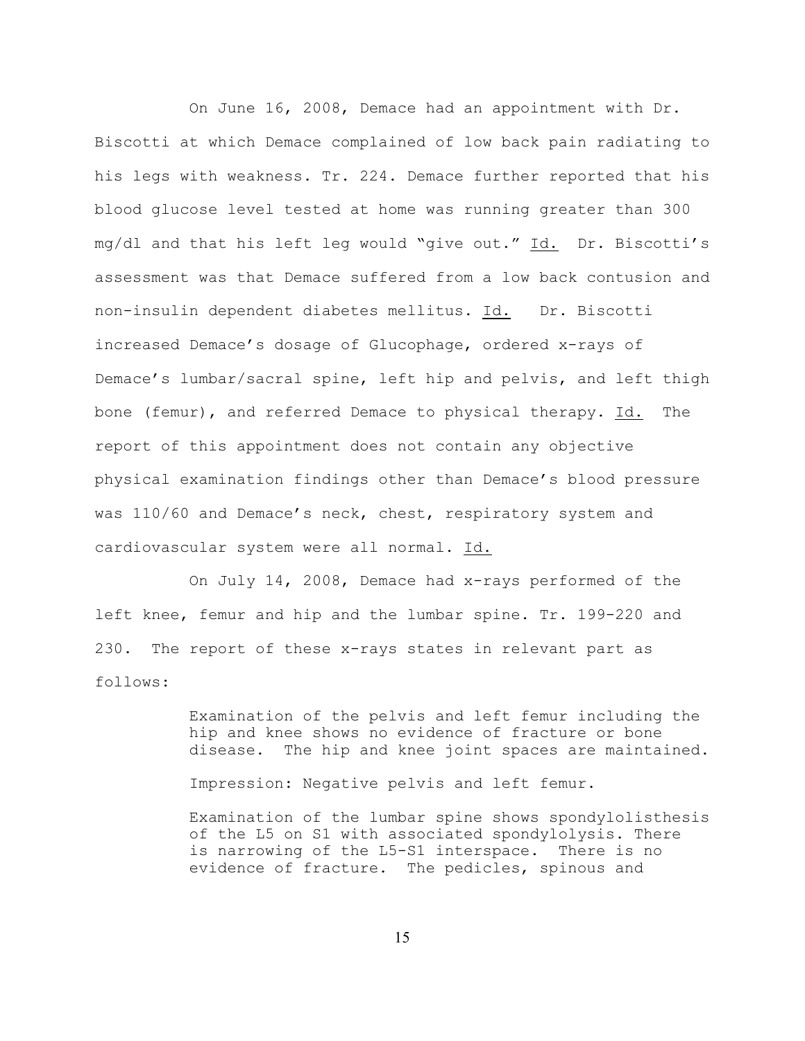On June 16, 2008, Demace had an appointment with Dr. Biscotti at which Demace complained of low back pain radiating to his legs with weakness. Tr. 224. Demace further reported that his blood glucose level tested at home was running greater than 300 mg/dl and that his left leg would "give out." Id. Dr. Biscotti's assessment was that Demace suffered from a low back contusion and non-insulin dependent diabetes mellitus. Id. Dr. Biscotti increased Demace's dosage of Glucophage, ordered x-rays of Demace's lumbar/sacral spine, left hip and pelvis, and left thigh bone (femur), and referred Demace to physical therapy. Id. The report of this appointment does not contain any objective physical examination findings other than Demace's blood pressure was 110/60 and Demace's neck, chest, respiratory system and cardiovascular system were all normal. Id.

On July 14, 2008, Demace had x-rays performed of the left knee, femur and hip and the lumbar spine. Tr. 199-220 and 230. The report of these x-rays states in relevant part as follows:

> Examination of the pelvis and left femur including the hip and knee shows no evidence of fracture or bone disease. The hip and knee joint spaces are maintained.
>
> Impression: Negative pelvis and left femur.
>
> Examination of the lumbar spine shows spondylolisthesis of the L5 on S1 with associated spondylolysis. There is narrowing of the L5-S1 interspace. There is no evidence of fracture. The pedicles, spinous and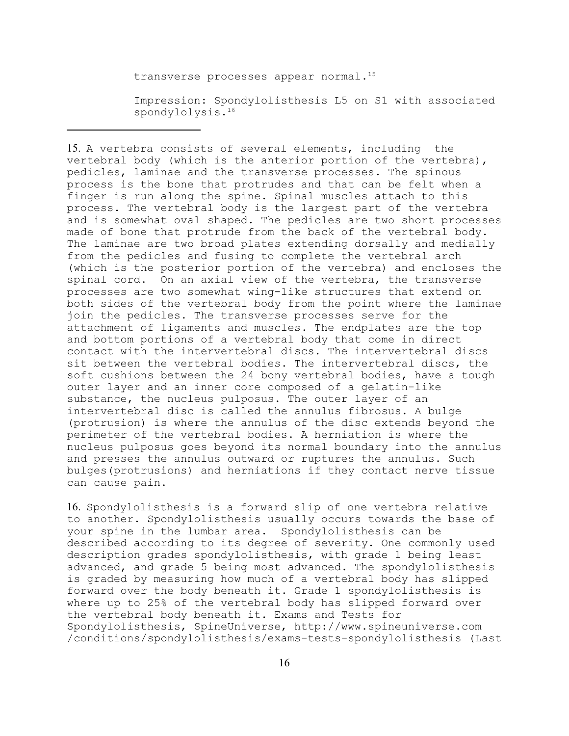transverse processes appear normal.[15]

Impression: Spondylolisthesis L5 on S1 with associated spondylolysis.[16]

---

15. A vertebra consists of several elements, including the vertebral body (which is the anterior portion of the vertebra), pedicles, laminae and the transverse processes. The spinous process is the bone that protrudes and that can be felt when a finger is run along the spine. Spinal muscles attach to this process. The vertebral body is the largest part of the vertebra and is somewhat oval shaped. The pedicles are two short processes made of bone that protrude from the back of the vertebral body. The laminae are two broad plates extending dorsally and medially from the pedicles and fusing to complete the vertebral arch (which is the posterior portion of the vertebra) and encloses the spinal cord. On an axial view of the vertebra, the transverse processes are two somewhat wing-like structures that extend on both sides of the vertebral body from the point where the laminae join the pedicles. The transverse processes serve for the attachment of ligaments and muscles. The endplates are the top and bottom portions of a vertebral body that come in direct contact with the intervertebral discs. The intervertebral discs sit between the vertebral bodies. The intervertebral discs, the soft cushions between the 24 bony vertebral bodies, have a tough outer layer and an inner core composed of a gelatin-like substance, the nucleus pulposus. The outer layer of an intervertebral disc is called the annulus fibrosus. A bulge (protrusion) is where the annulus of the disc extends beyond the perimeter of the vertebral bodies. A herniation is where the nucleus pulposus goes beyond its normal boundary into the annulus and presses the annulus outward or ruptures the annulus. Such bulges(protrusions) and herniations if they contact nerve tissue can cause pain.

16. Spondylolisthesis is a forward slip of one vertebra relative to another. Spondylolisthesis usually occurs towards the base of your spine in the lumbar area. Spondylolisthesis can be described according to its degree of severity. One commonly used description grades spondylolisthesis, with grade 1 being least advanced, and grade 5 being most advanced. The spondylolisthesis is graded by measuring how much of a vertebral body has slipped forward over the body beneath it. Grade 1 spondylolisthesis is where up to 25% of the vertebral body has slipped forward over the vertebral body beneath it. Exams and Tests for Spondylolisthesis, SpineUniverse, http://www.spineuniverse.com /conditions/spondylolisthesis/exams-tests-spondylolisthesis (Last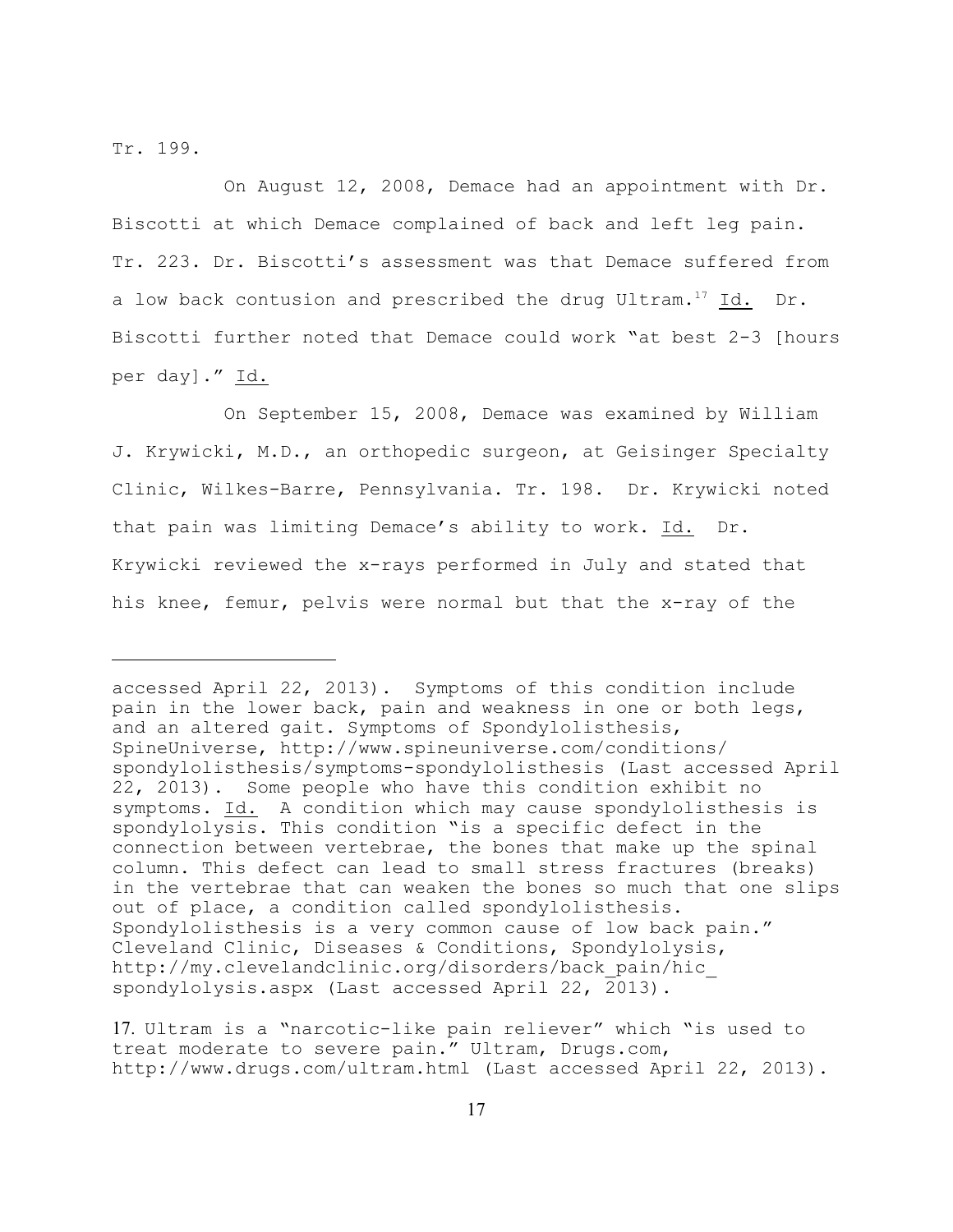Tr. 199.

On August 12, 2008, Demace had an appointment with Dr. Biscotti at which Demace complained of back and left leg pain. Tr. 223. Dr. Biscotti's assessment was that Demace suffered from a low back contusion and prescribed the drug Ultram.[17] Id. Dr. Biscotti further noted that Demace could work "at best 2-3 [hours per day]." Id.

On September 15, 2008, Demace was examined by William J. Krywicki, M.D., an orthopedic surgeon, at Geisinger Specialty Clinic, Wilkes-Barre, Pennsylvania. Tr. 198. Dr. Krywicki noted that pain was limiting Demace's ability to work. Id. Dr. Krywicki reviewed the x-rays performed in July and stated that his knee, femur, pelvis were normal but that the x-ray of the

---

accessed April 22, 2013). Symptoms of this condition include pain in the lower back, pain and weakness in one or both legs, and an altered gait. Symptoms of Spondylolisthesis, SpineUniverse, http://www.spineuniverse.com/conditions/spondylolisthesis/symptoms-spondylolisthesis (Last accessed April 22, 2013). Some people who have this condition exhibit no symptoms. Id. A condition which may cause spondylolisthesis is spondylolysis. This condition "is a specific defect in the connection between vertebrae, the bones that make up the spinal column. This defect can lead to small stress fractures (breaks) in the vertebrae that can weaken the bones so much that one slips out of place, a condition called spondylolisthesis. Spondylolisthesis is a very common cause of low back pain." Cleveland Clinic, Diseases & Conditions, Spondylolysis, http://my.clevelandclinic.org/disorders/back_pain/hic_spondylolysis.aspx (Last accessed April 22, 2013).

17. Ultram is a "narcotic-like pain reliever" which "is used to treat moderate to severe pain." Ultram, Drugs.com, http://www.drugs.com/ultram.html (Last accessed April 22, 2013).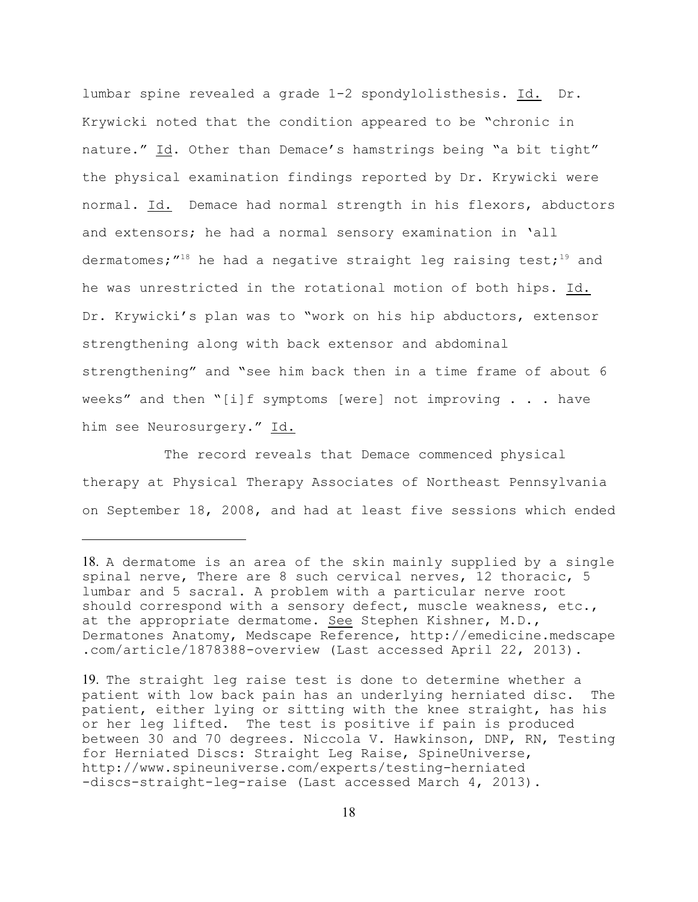lumbar spine revealed a grade 1-2 spondylolisthesis. Id. Dr. Krywicki noted that the condition appeared to be "chronic in nature." Id. Other than Demace's hamstrings being "a bit tight" the physical examination findings reported by Dr. Krywicki were normal. Id. Demace had normal strength in his flexors, abductors and extensors; he had a normal sensory examination in 'all dermatomes;"[18] he had a negative straight leg raising test;[19] and he was unrestricted in the rotational motion of both hips. Id. Dr. Krywicki's plan was to "work on his hip abductors, extensor strengthening along with back extensor and abdominal strengthening" and "see him back then in a time frame of about 6 weeks" and then "[i]f symptoms [were] not improving . . . have him see Neurosurgery." Id.

The record reveals that Demace commenced physical therapy at Physical Therapy Associates of Northeast Pennsylvania on September 18, 2008, and had at least five sessions which ended

---

18. A dermatome is an area of the skin mainly supplied by a single spinal nerve, There are 8 such cervical nerves, 12 thoracic, 5 lumbar and 5 sacral. A problem with a particular nerve root should correspond with a sensory defect, muscle weakness, etc., at the appropriate dermatome. See Stephen Kishner, M.D., Dermatones Anatomy, Medscape Reference, http://emedicine.medscape.com/article/1878388-overview (Last accessed April 22, 2013).

19. The straight leg raise test is done to determine whether a patient with low back pain has an underlying herniated disc. The patient, either lying or sitting with the knee straight, has his or her leg lifted. The test is positive if pain is produced between 30 and 70 degrees. Niccola V. Hawkinson, DNP, RN, Testing for Herniated Discs: Straight Leg Raise, SpineUniverse, http://www.spineuniverse.com/experts/testing-herniated-discs-straight-leg-raise (Last accessed March 4, 2013).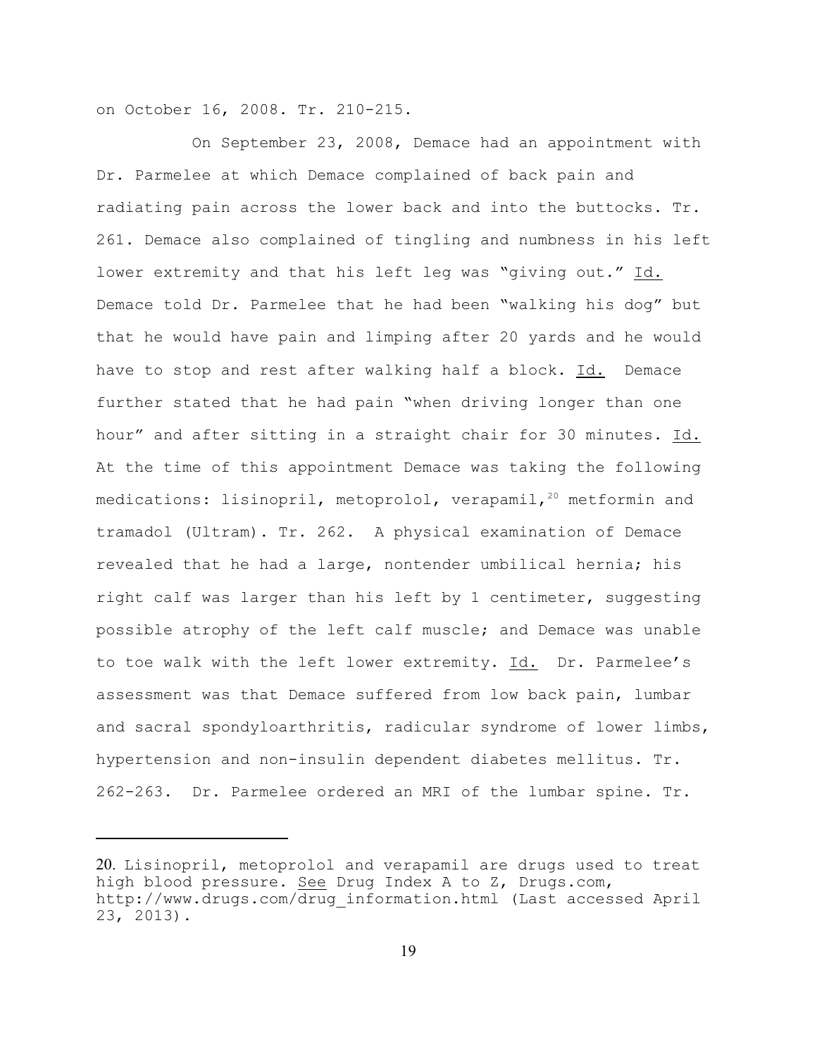on October 16, 2008. Tr. 210-215.

On September 23, 2008, Demace had an appointment with Dr. Parmelee at which Demace complained of back pain and radiating pain across the lower back and into the buttocks. Tr. 261. Demace also complained of tingling and numbness in his left lower extremity and that his left leg was "giving out." Id. Demace told Dr. Parmelee that he had been "walking his dog" but that he would have pain and limping after 20 yards and he would have to stop and rest after walking half a block. Id. Demace further stated that he had pain "when driving longer than one hour" and after sitting in a straight chair for 30 minutes. Id. At the time of this appointment Demace was taking the following medications: lisinopril, metoprolol, verapamil,[20] metformin and tramadol (Ultram). Tr. 262. A physical examination of Demace revealed that he had a large, nontender umbilical hernia; his right calf was larger than his left by 1 centimeter, suggesting possible atrophy of the left calf muscle; and Demace was unable to toe walk with the left lower extremity. Id. Dr. Parmelee's assessment was that Demace suffered from low back pain, lumbar and sacral spondyloarthritis, radicular syndrome of lower limbs, hypertension and non-insulin dependent diabetes mellitus. Tr. 262-263. Dr. Parmelee ordered an MRI of the lumbar spine. Tr.

---

20. Lisinopril, metoprolol and verapamil are drugs used to treat high blood pressure. See Drug Index A to Z, Drugs.com, http://www.drugs.com/drug_information.html (Last accessed April 23, 2013).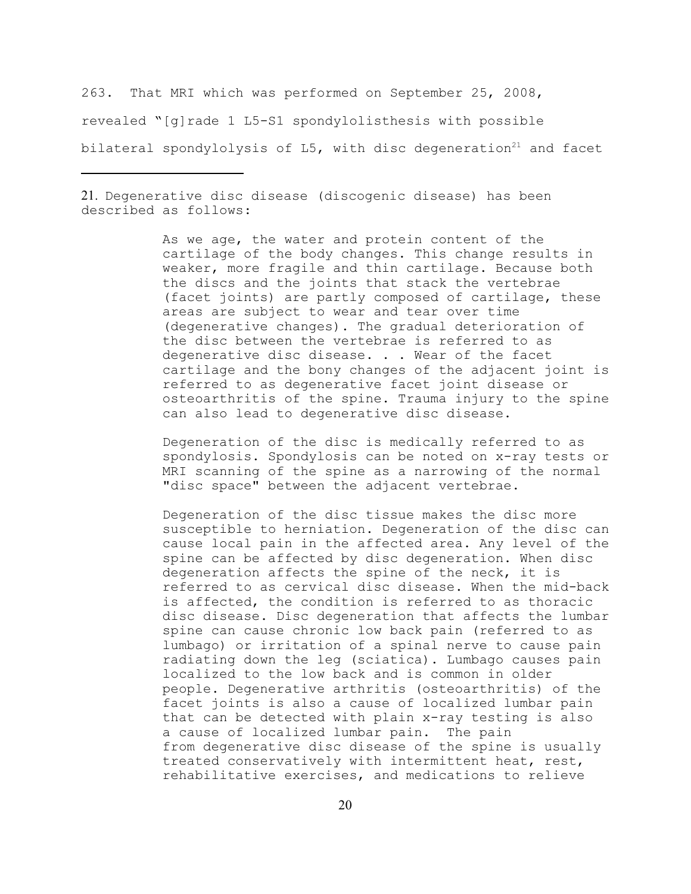263. That MRI which was performed on September 25, 2008, revealed "[g]rade 1 L5-S1 spondylolisthesis with possible bilateral spondylolysis of L5, with disc degeneration[21] and facet

---

21. Degenerative disc disease (discogenic disease) has been described as follows:

> As we age, the water and protein content of the cartilage of the body changes. This change results in weaker, more fragile and thin cartilage. Because both the discs and the joints that stack the vertebrae (facet joints) are partly composed of cartilage, these areas are subject to wear and tear over time (degenerative changes). The gradual deterioration of the disc between the vertebrae is referred to as degenerative disc disease. . . Wear of the facet cartilage and the bony changes of the adjacent joint is referred to as degenerative facet joint disease or osteoarthritis of the spine. Trauma injury to the spine can also lead to degenerative disc disease.
>
> Degeneration of the disc is medically referred to as spondylosis. Spondylosis can be noted on x-ray tests or MRI scanning of the spine as a narrowing of the normal "disc space" between the adjacent vertebrae.
>
> Degeneration of the disc tissue makes the disc more susceptible to herniation. Degeneration of the disc can cause local pain in the affected area. Any level of the spine can be affected by disc degeneration. When disc degeneration affects the spine of the neck, it is referred to as cervical disc disease. When the mid-back is affected, the condition is referred to as thoracic disc disease. Disc degeneration that affects the lumbar spine can cause chronic low back pain (referred to as lumbago) or irritation of a spinal nerve to cause pain radiating down the leg (sciatica). Lumbago causes pain localized to the low back and is common in older people. Degenerative arthritis (osteoarthritis) of the facet joints is also a cause of localized lumbar pain that can be detected with plain x-ray testing is also a cause of localized lumbar pain. The pain from degenerative disc disease of the spine is usually treated conservatively with intermittent heat, rest, rehabilitative exercises, and medications to relieve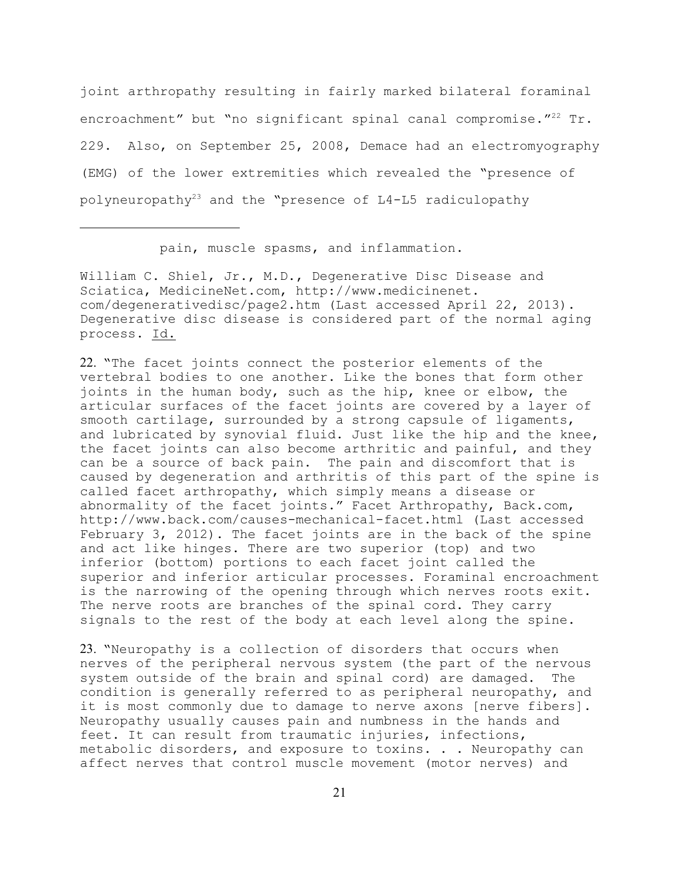joint arthropathy resulting in fairly marked bilateral foraminal encroachment" but "no significant spinal canal compromise."[22] Tr. 229. Also, on September 25, 2008, Demace had an electromyography (EMG) of the lower extremities which revealed the "presence of polyneuropathy[23] and the "presence of L4-L5 radiculopathy

---

pain, muscle spasms, and inflammation.

William C. Shiel, Jr., M.D., Degenerative Disc Disease and Sciatica, MedicineNet.com, http://www.medicinenet.com/degenerativedisc/page2.htm (Last accessed April 22, 2013). Degenerative disc disease is considered part of the normal aging process. Id.

22. "The facet joints connect the posterior elements of the vertebral bodies to one another. Like the bones that form other joints in the human body, such as the hip, knee or elbow, the articular surfaces of the facet joints are covered by a layer of smooth cartilage, surrounded by a strong capsule of ligaments, and lubricated by synovial fluid. Just like the hip and the knee, the facet joints can also become arthritic and painful, and they can be a source of back pain. The pain and discomfort that is caused by degeneration and arthritis of this part of the spine is called facet arthropathy, which simply means a disease or abnormality of the facet joints." Facet Arthropathy, Back.com, http://www.back.com/causes-mechanical-facet.html (Last accessed February 3, 2012). The facet joints are in the back of the spine and act like hinges. There are two superior (top) and two inferior (bottom) portions to each facet joint called the superior and inferior articular processes. Foraminal encroachment is the narrowing of the opening through which nerves roots exit. The nerve roots are branches of the spinal cord. They carry signals to the rest of the body at each level along the spine.

23. "Neuropathy is a collection of disorders that occurs when nerves of the peripheral nervous system (the part of the nervous system outside of the brain and spinal cord) are damaged. The condition is generally referred to as peripheral neuropathy, and it is most commonly due to damage to nerve axons [nerve fibers]. Neuropathy usually causes pain and numbness in the hands and feet. It can result from traumatic injuries, infections, metabolic disorders, and exposure to toxins. . . Neuropathy can affect nerves that control muscle movement (motor nerves) and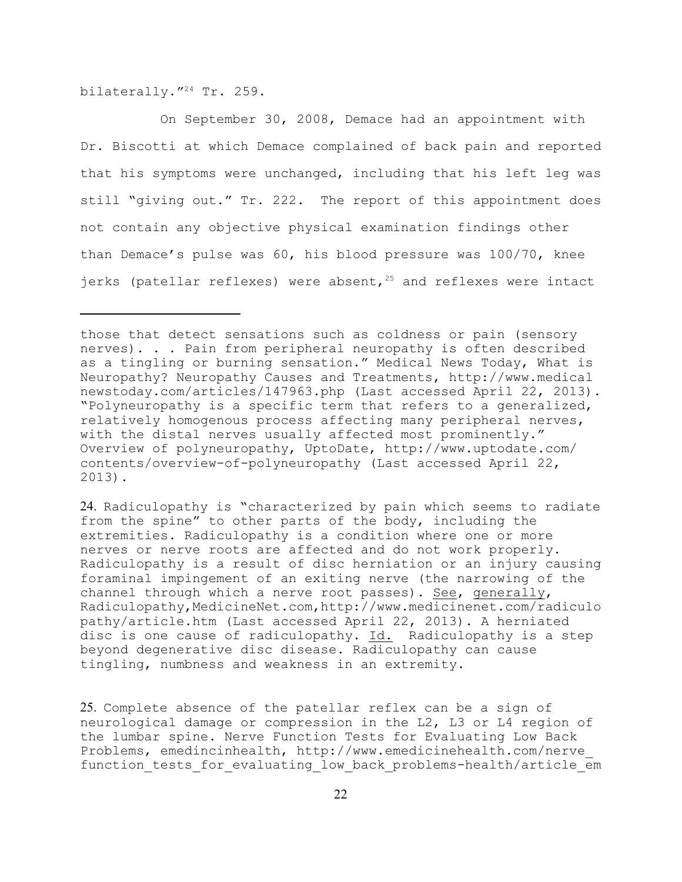bilaterally."[24] Tr. 259.

On September 30, 2008, Demace had an appointment with Dr. Biscotti at which Demace complained of back pain and reported that his symptoms were unchanged, including that his left leg was still "giving out." Tr. 222. The report of this appointment does not contain any objective physical examination findings other than Demace's pulse was 60, his blood pressure was 100/70, knee jerks (patellar reflexes) were absent,[25] and reflexes were intact

---

those that detect sensations such as coldness or pain (sensory nerves). . . Pain from peripheral neuropathy is often described as a tingling or burning sensation." Medical News Today, What is Neuropathy? Neuropathy Causes and Treatments, http://www.medicalnewstoday.com/articles/147963.php (Last accessed April 22, 2013). "Polyneuropathy is a specific term that refers to a generalized, relatively homogenous process affecting many peripheral nerves, with the distal nerves usually affected most prominently." Overview of polyneuropathy, UptoDate, http://www.uptodate.com/contents/overview-of-polyneuropathy (Last accessed April 22, 2013).

24. Radiculopathy is "characterized by pain which seems to radiate from the spine" to other parts of the body, including the extremities. Radiculopathy is a condition where one or more nerves or nerve roots are affected and do not work properly. Radiculopathy is a result of disc herniation or an injury causing foraminal impingement of an exiting nerve (the narrowing of the channel through which a nerve root passes). See, generally, Radiculopathy,MedicineNet.com,http://www.medicinenet.com/radiculopathy/article.htm (Last accessed April 22, 2013). A herniated disc is one cause of radiculopathy. Id. Radiculopathy is a step beyond degenerative disc disease. Radiculopathy can cause tingling, numbness and weakness in an extremity.

25. Complete absence of the patellar reflex can be a sign of neurological damage or compression in the L2, L3 or L4 region of the lumbar spine. Nerve Function Tests for Evaluating Low Back Problems, emedincinhealth, http://www.emedicinehealth.com/nerve_function_tests_for_evaluating_low_back_problems-health/article_em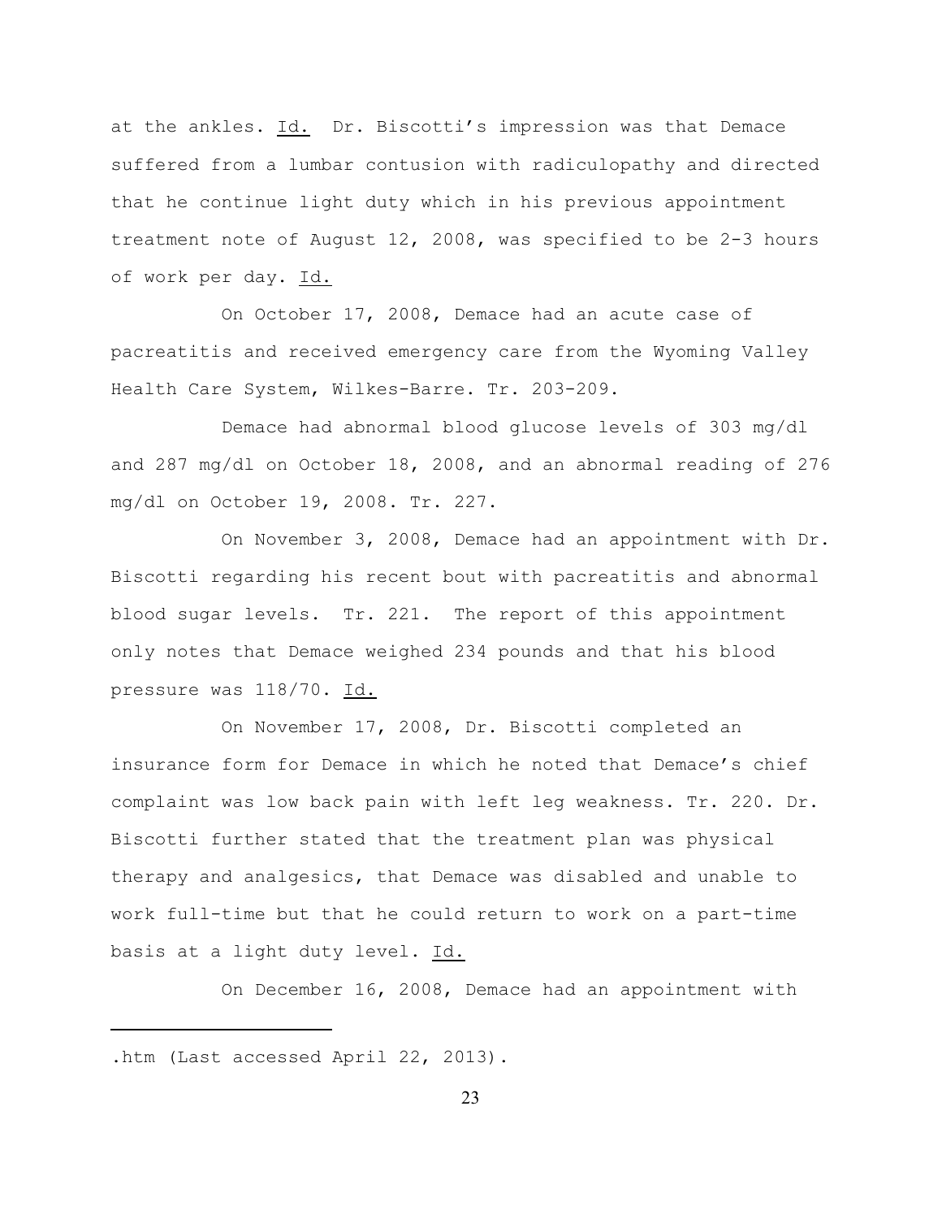at the ankles. Id. Dr. Biscotti's impression was that Demace suffered from a lumbar contusion with radiculopathy and directed that he continue light duty which in his previous appointment treatment note of August 12, 2008, was specified to be 2-3 hours of work per day. Id.

On October 17, 2008, Demace had an acute case of pacreatitis and received emergency care from the Wyoming Valley Health Care System, Wilkes-Barre. Tr. 203-209.

Demace had abnormal blood glucose levels of 303 mg/dl and 287 mg/dl on October 18, 2008, and an abnormal reading of 276 mg/dl on October 19, 2008. Tr. 227.

On November 3, 2008, Demace had an appointment with Dr. Biscotti regarding his recent bout with pacreatitis and abnormal blood sugar levels. Tr. 221. The report of this appointment only notes that Demace weighed 234 pounds and that his blood pressure was 118/70. Id.

On November 17, 2008, Dr. Biscotti completed an insurance form for Demace in which he noted that Demace's chief complaint was low back pain with left leg weakness. Tr. 220. Dr. Biscotti further stated that the treatment plan was physical therapy and analgesics, that Demace was disabled and unable to work full-time but that he could return to work on a part-time basis at a light duty level. Id.

On December 16, 2008, Demace had an appointment with

---

.htm (Last accessed April 22, 2013).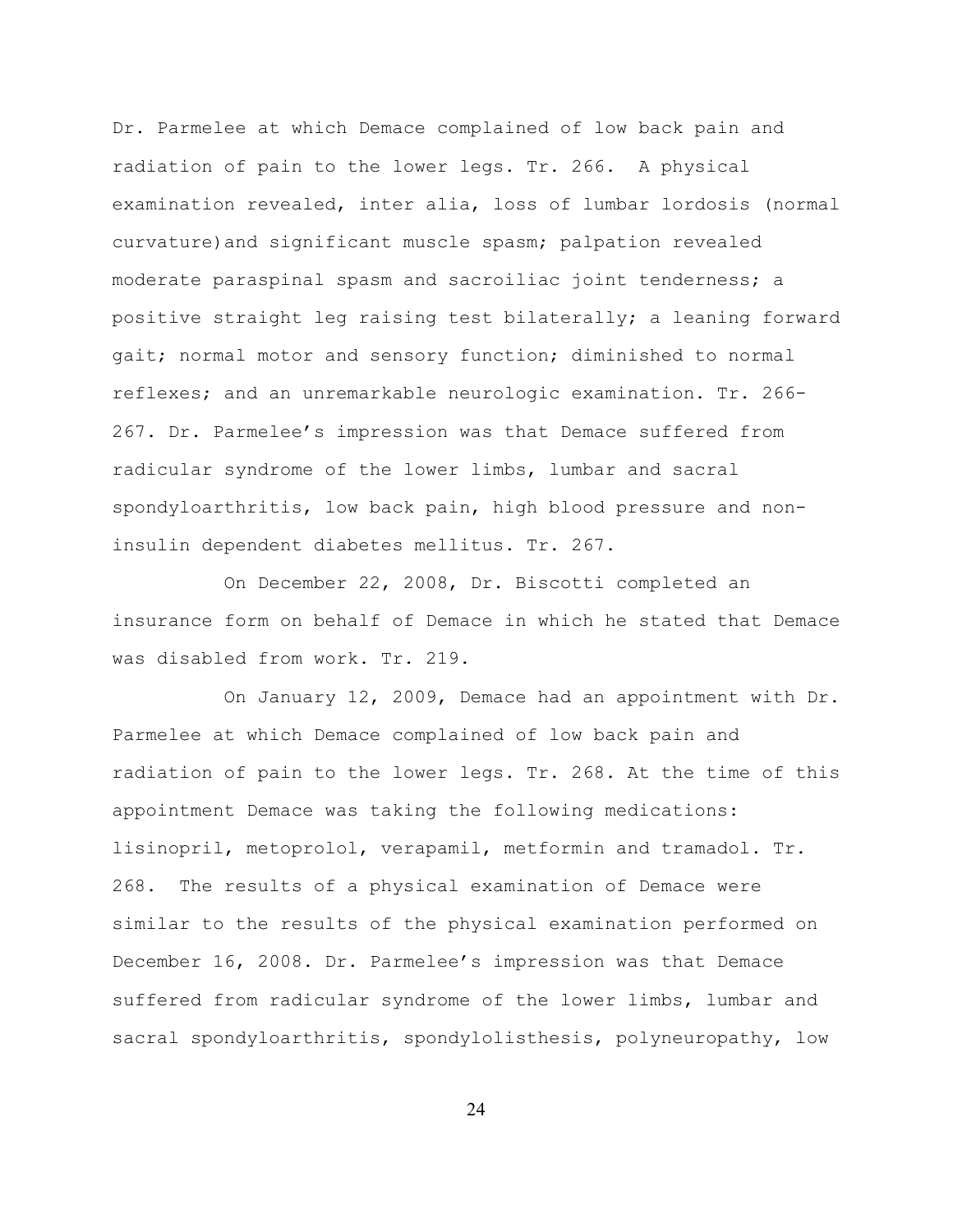Dr. Parmelee at which Demace complained of low back pain and radiation of pain to the lower legs. Tr. 266. A physical examination revealed, inter alia, loss of lumbar lordosis (normal curvature)and significant muscle spasm; palpation revealed moderate paraspinal spasm and sacroiliac joint tenderness; a positive straight leg raising test bilaterally; a leaning forward gait; normal motor and sensory function; diminished to normal reflexes; and an unremarkable neurologic examination. Tr. 266-267. Dr. Parmelee's impression was that Demace suffered from radicular syndrome of the lower limbs, lumbar and sacral spondyloarthritis, low back pain, high blood pressure and non-insulin dependent diabetes mellitus. Tr. 267.

On December 22, 2008, Dr. Biscotti completed an insurance form on behalf of Demace in which he stated that Demace was disabled from work. Tr. 219.

On January 12, 2009, Demace had an appointment with Dr. Parmelee at which Demace complained of low back pain and radiation of pain to the lower legs. Tr. 268. At the time of this appointment Demace was taking the following medications: lisinopril, metoprolol, verapamil, metformin and tramadol. Tr. 268. The results of a physical examination of Demace were similar to the results of the physical examination performed on December 16, 2008. Dr. Parmelee's impression was that Demace suffered from radicular syndrome of the lower limbs, lumbar and sacral spondyloarthritis, spondylolisthesis, polyneuropathy, low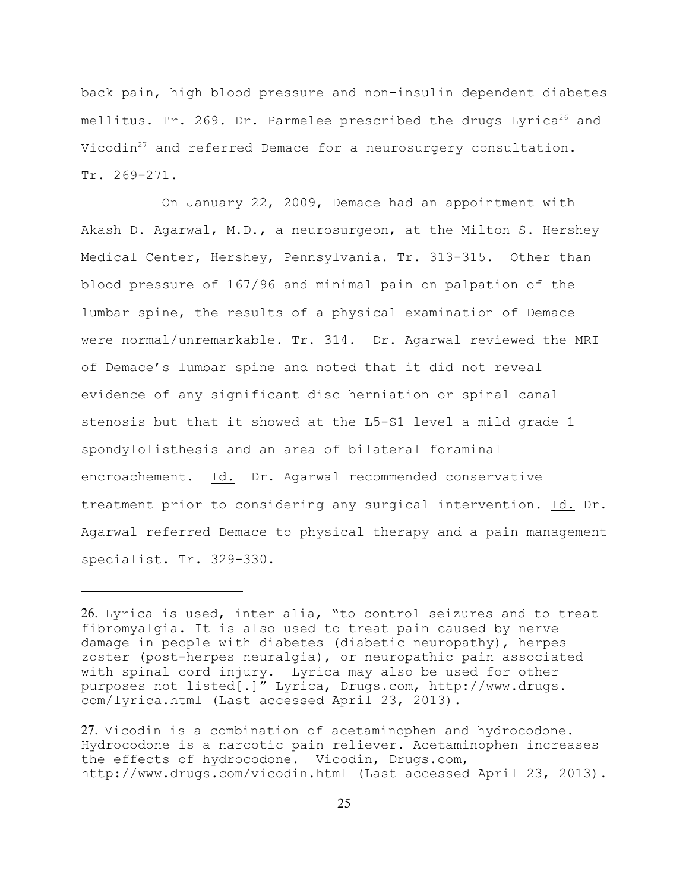back pain, high blood pressure and non-insulin dependent diabetes mellitus. Tr. 269. Dr. Parmelee prescribed the drugs Lyrica[26] and Vicodin[27] and referred Demace for a neurosurgery consultation. Tr. 269-271.

On January 22, 2009, Demace had an appointment with Akash D. Agarwal, M.D., a neurosurgeon, at the Milton S. Hershey Medical Center, Hershey, Pennsylvania. Tr. 313-315. Other than blood pressure of 167/96 and minimal pain on palpation of the lumbar spine, the results of a physical examination of Demace were normal/unremarkable. Tr. 314. Dr. Agarwal reviewed the MRI of Demace's lumbar spine and noted that it did not reveal evidence of any significant disc herniation or spinal canal stenosis but that it showed at the L5-S1 level a mild grade 1 spondylolisthesis and an area of bilateral foraminal encroachement. Id. Dr. Agarwal recommended conservative treatment prior to considering any surgical intervention. Id. Dr. Agarwal referred Demace to physical therapy and a pain management specialist. Tr. 329-330.

---

26. Lyrica is used, inter alia, "to control seizures and to treat fibromyalgia. It is also used to treat pain caused by nerve damage in people with diabetes (diabetic neuropathy), herpes zoster (post-herpes neuralgia), or neuropathic pain associated with spinal cord injury. Lyrica may also be used for other purposes not listed[.]" Lyrica, Drugs.com, http://www.drugs.com/lyrica.html (Last accessed April 23, 2013).

27. Vicodin is a combination of acetaminophen and hydrocodone. Hydrocodone is a narcotic pain reliever. Acetaminophen increases the effects of hydrocodone. Vicodin, Drugs.com, http://www.drugs.com/vicodin.html (Last accessed April 23, 2013).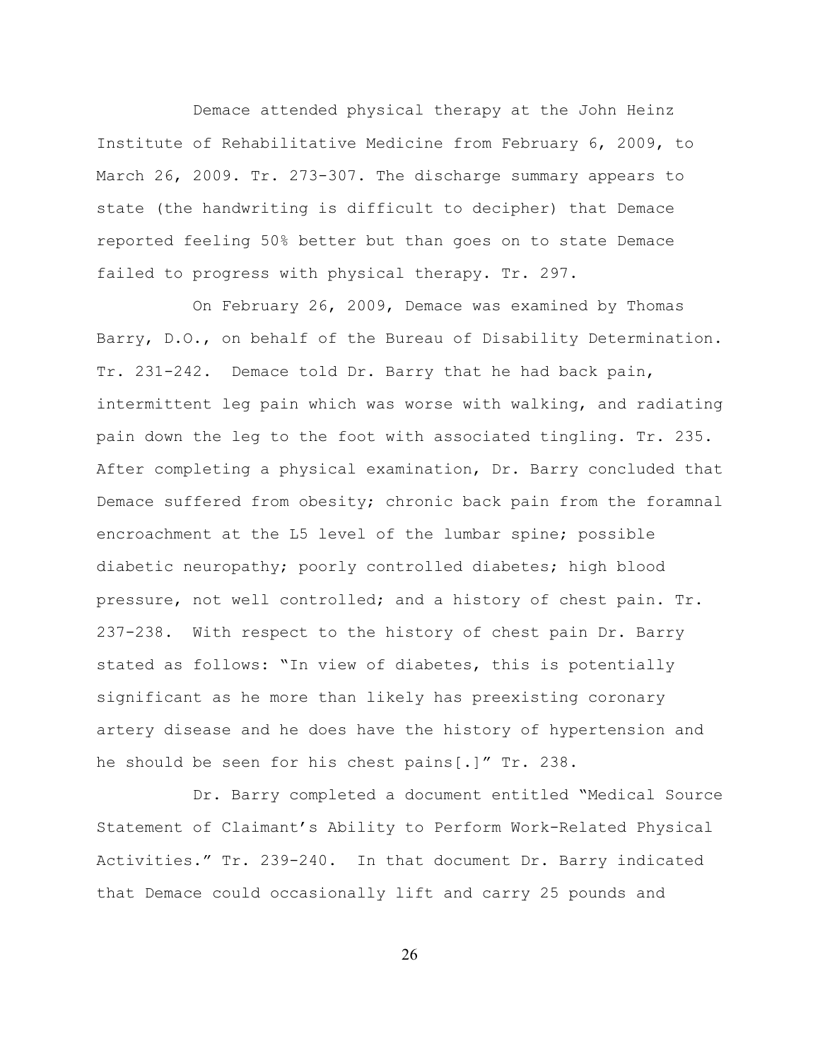Demace attended physical therapy at the John Heinz Institute of Rehabilitative Medicine from February 6, 2009, to March 26, 2009. Tr. 273-307. The discharge summary appears to state (the handwriting is difficult to decipher) that Demace reported feeling 50% better but than goes on to state Demace failed to progress with physical therapy. Tr. 297.

On February 26, 2009, Demace was examined by Thomas Barry, D.O., on behalf of the Bureau of Disability Determination. Tr. 231-242. Demace told Dr. Barry that he had back pain, intermittent leg pain which was worse with walking, and radiating pain down the leg to the foot with associated tingling. Tr. 235. After completing a physical examination, Dr. Barry concluded that Demace suffered from obesity; chronic back pain from the foramnal encroachment at the L5 level of the lumbar spine; possible diabetic neuropathy; poorly controlled diabetes; high blood pressure, not well controlled; and a history of chest pain. Tr. 237-238. With respect to the history of chest pain Dr. Barry stated as follows: "In view of diabetes, this is potentially significant as he more than likely has preexisting coronary artery disease and he does have the history of hypertension and he should be seen for his chest pains[.]" Tr. 238.

Dr. Barry completed a document entitled "Medical Source Statement of Claimant's Ability to Perform Work-Related Physical Activities." Tr. 239-240. In that document Dr. Barry indicated that Demace could occasionally lift and carry 25 pounds and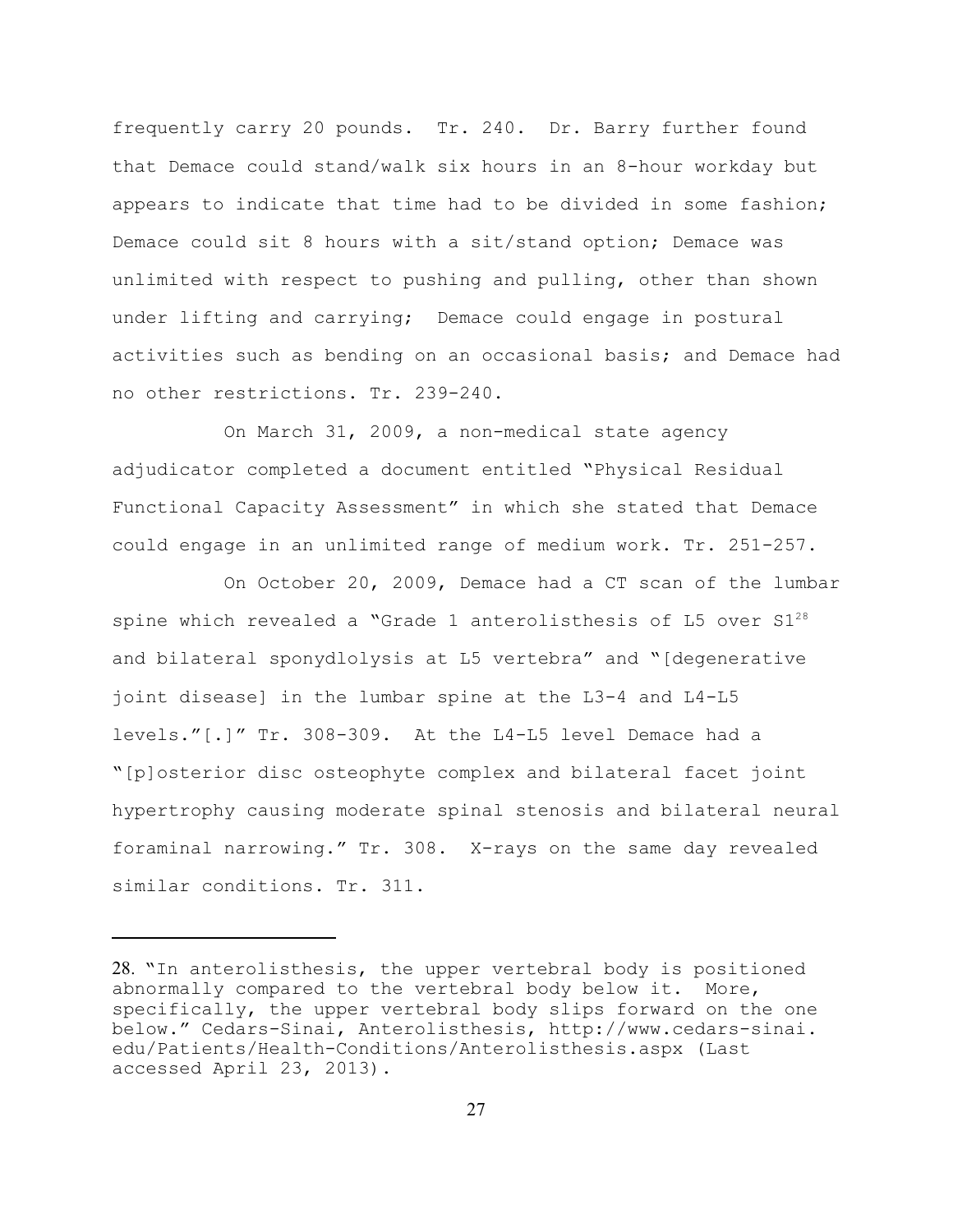frequently carry 20 pounds. Tr. 240. Dr. Barry further found that Demace could stand/walk six hours in an 8-hour workday but appears to indicate that time had to be divided in some fashion; Demace could sit 8 hours with a sit/stand option; Demace was unlimited with respect to pushing and pulling, other than shown under lifting and carrying; Demace could engage in postural activities such as bending on an occasional basis; and Demace had no other restrictions. Tr. 239-240.

On March 31, 2009, a non-medical state agency adjudicator completed a document entitled "Physical Residual Functional Capacity Assessment" in which she stated that Demace could engage in an unlimited range of medium work. Tr. 251-257.

On October 20, 2009, Demace had a CT scan of the lumbar spine which revealed a "Grade 1 anterolisthesis of L5 over S1[28] and bilateral sponydlolysis at L5 vertebra" and "[degenerative joint disease] in the lumbar spine at the L3-4 and L4-L5 levels."[.]" Tr. 308-309. At the L4-L5 level Demace had a "[p]osterior disc osteophyte complex and bilateral facet joint hypertrophy causing moderate spinal stenosis and bilateral neural foraminal narrowing." Tr. 308. X-rays on the same day revealed similar conditions. Tr. 311.

---

28. "In anterolisthesis, the upper vertebral body is positioned abnormally compared to the vertebral body below it. More, specifically, the upper vertebral body slips forward on the one below." Cedars-Sinai, Anterolisthesis, http://www.cedars-sinai.edu/Patients/Health-Conditions/Anterolisthesis.aspx (Last accessed April 23, 2013).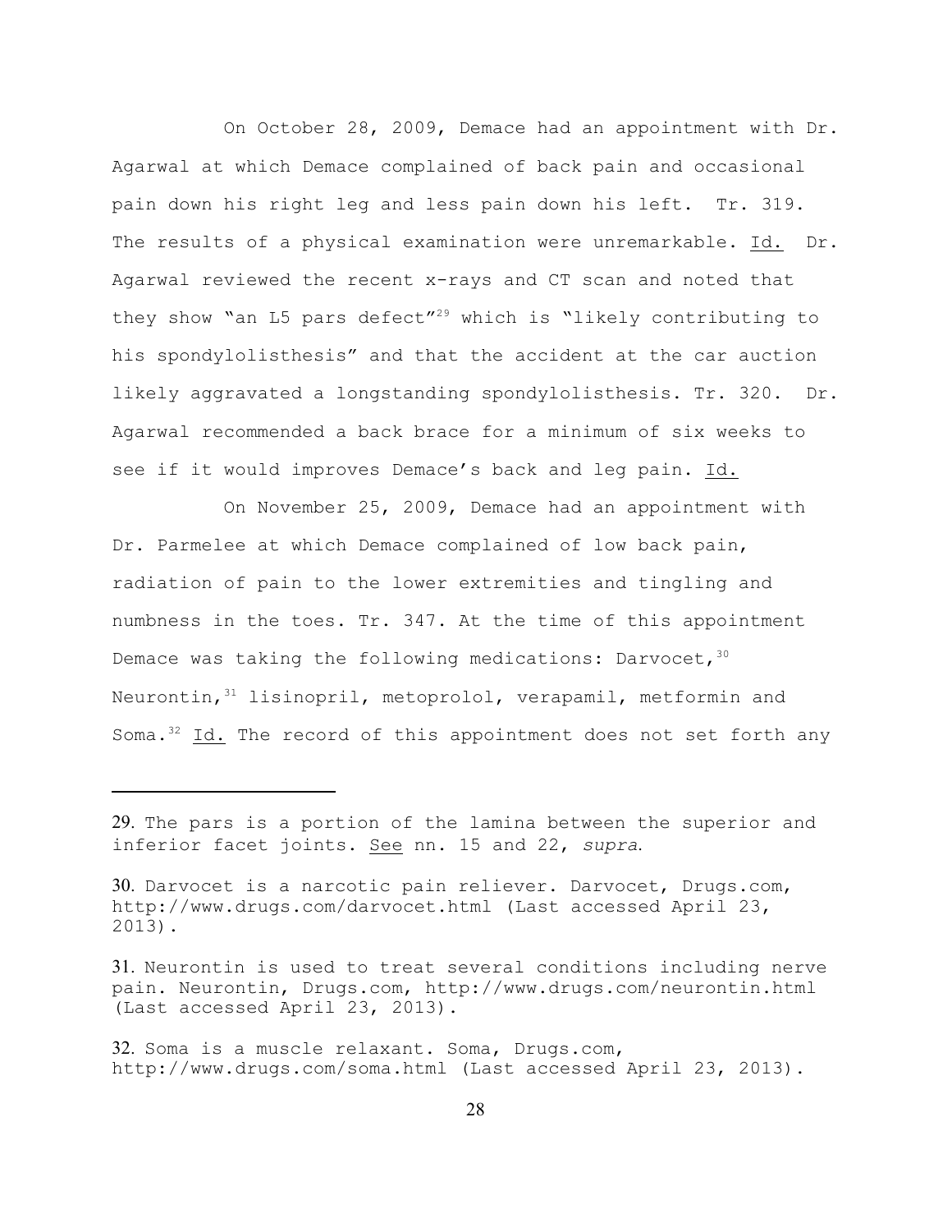On October 28, 2009, Demace had an appointment with Dr. Agarwal at which Demace complained of back pain and occasional pain down his right leg and less pain down his left. Tr. 319. The results of a physical examination were unremarkable. Id. Dr. Agarwal reviewed the recent x-rays and CT scan and noted that they show "an L5 pars defect"[29] which is "likely contributing to his spondylolisthesis" and that the accident at the car auction likely aggravated a longstanding spondylolisthesis. Tr. 320. Dr. Agarwal recommended a back brace for a minimum of six weeks to see if it would improves Demace's back and leg pain. Id.

On November 25, 2009, Demace had an appointment with Dr. Parmelee at which Demace complained of low back pain, radiation of pain to the lower extremities and tingling and numbness in the toes. Tr. 347. At the time of this appointment Demace was taking the following medications: Darvocet,[30] Neurontin,[31] lisinopril, metoprolol, verapamil, metformin and Soma.[32] Id. The record of this appointment does not set forth any

---

29. The pars is a portion of the lamina between the superior and inferior facet joints. See nn. 15 and 22, *supra*.

30. Darvocet is a narcotic pain reliever. Darvocet, Drugs.com, http://www.drugs.com/darvocet.html (Last accessed April 23, 2013).

31. Neurontin is used to treat several conditions including nerve pain. Neurontin, Drugs.com, http://www.drugs.com/neurontin.html (Last accessed April 23, 2013).

32. Soma is a muscle relaxant. Soma, Drugs.com, http://www.drugs.com/soma.html (Last accessed April 23, 2013).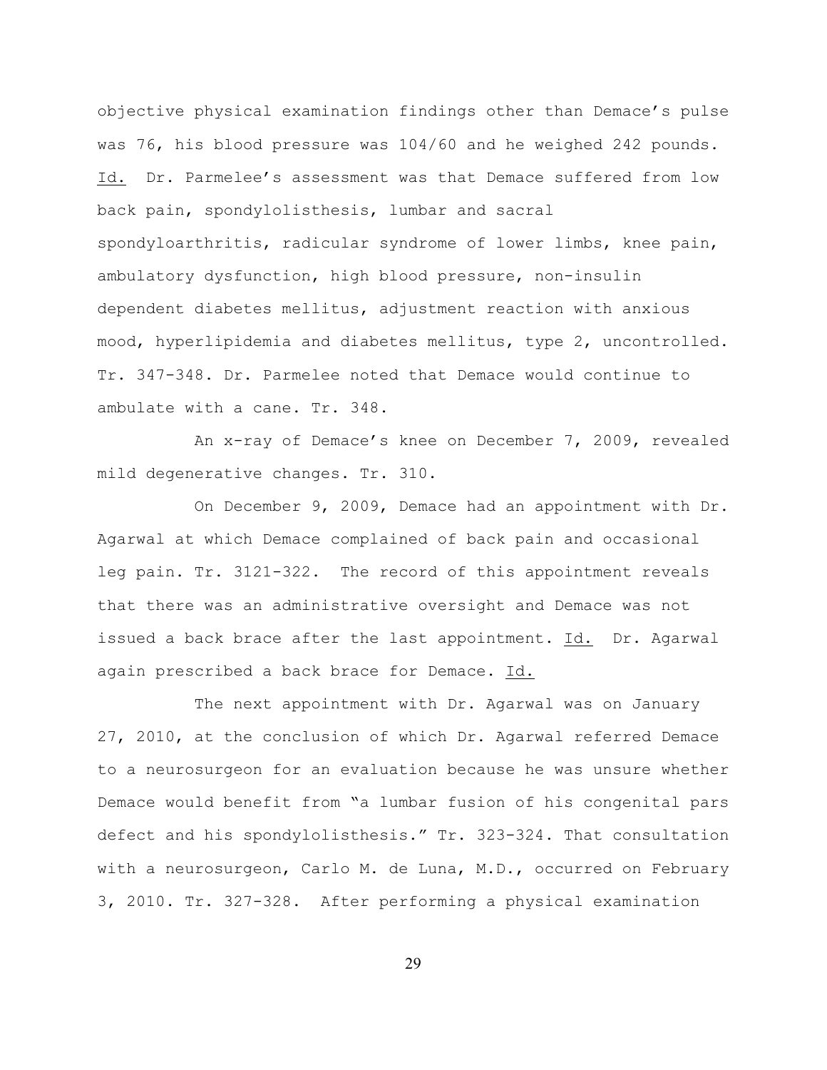objective physical examination findings other than Demace's pulse was 76, his blood pressure was 104/60 and he weighed 242 pounds. Id. Dr. Parmelee's assessment was that Demace suffered from low back pain, spondylolisthesis, lumbar and sacral spondyloarthritis, radicular syndrome of lower limbs, knee pain, ambulatory dysfunction, high blood pressure, non-insulin dependent diabetes mellitus, adjustment reaction with anxious mood, hyperlipidemia and diabetes mellitus, type 2, uncontrolled. Tr. 347-348. Dr. Parmelee noted that Demace would continue to ambulate with a cane. Tr. 348.

An x-ray of Demace's knee on December 7, 2009, revealed mild degenerative changes. Tr. 310.

On December 9, 2009, Demace had an appointment with Dr. Agarwal at which Demace complained of back pain and occasional leg pain. Tr. 3121-322. The record of this appointment reveals that there was an administrative oversight and Demace was not issued a back brace after the last appointment. Id. Dr. Agarwal again prescribed a back brace for Demace. Id.

The next appointment with Dr. Agarwal was on January 27, 2010, at the conclusion of which Dr. Agarwal referred Demace to a neurosurgeon for an evaluation because he was unsure whether Demace would benefit from "a lumbar fusion of his congenital pars defect and his spondylolisthesis." Tr. 323-324. That consultation with a neurosurgeon, Carlo M. de Luna, M.D., occurred on February 3, 2010. Tr. 327-328. After performing a physical examination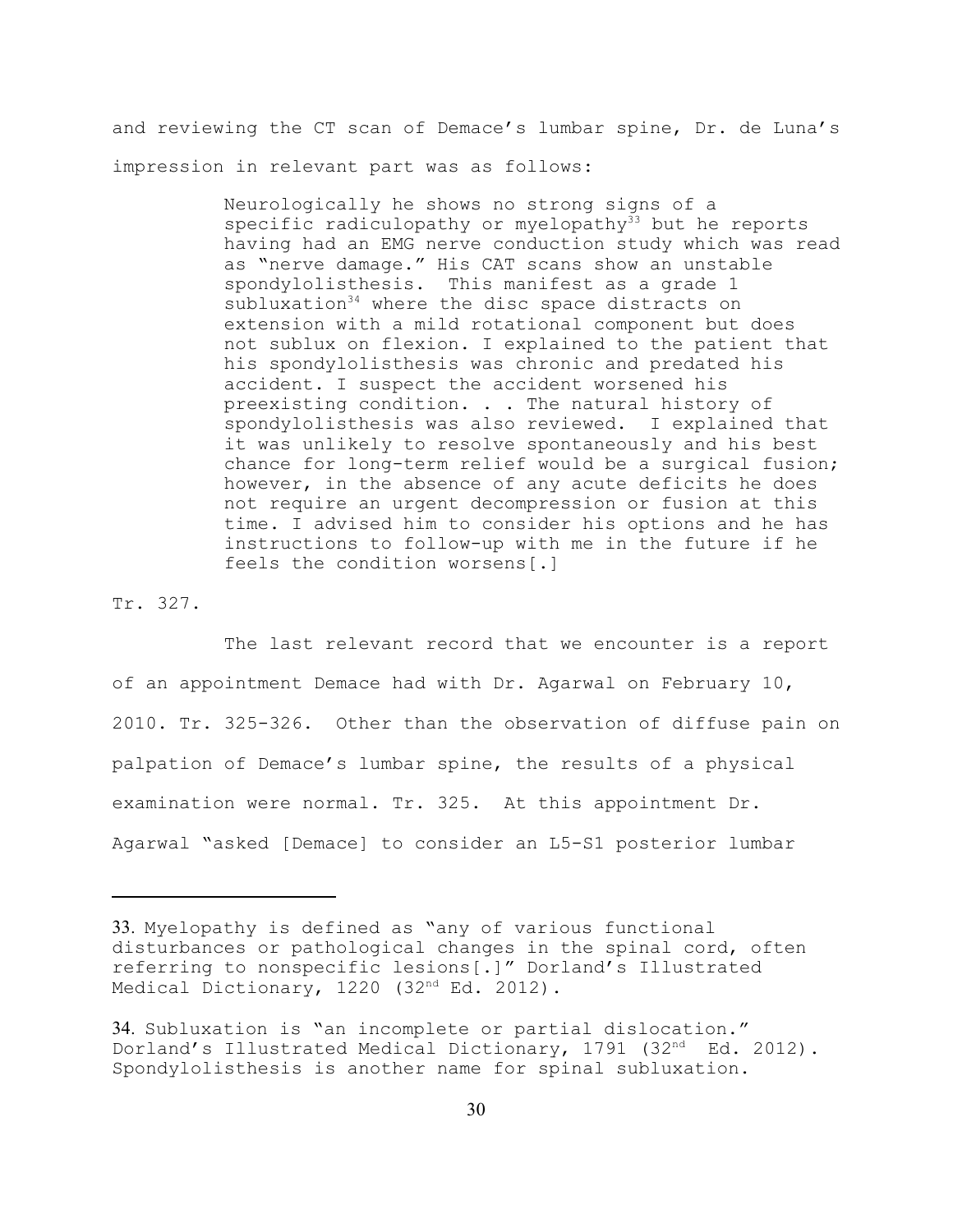and reviewing the CT scan of Demace's lumbar spine, Dr. de Luna's impression in relevant part was as follows:

> Neurologically he shows no strong signs of a specific radiculopathy or myelopathy[33] but he reports having had an EMG nerve conduction study which was read as "nerve damage." His CAT scans show an unstable spondylolisthesis. This manifest as a grade 1 subluxation[34] where the disc space distracts on extension with a mild rotational component but does not sublux on flexion. I explained to the patient that his spondylolisthesis was chronic and predated his accident. I suspect the accident worsened his preexisting condition. . . The natural history of spondylolisthesis was also reviewed. I explained that it was unlikely to resolve spontaneously and his best chance for long-term relief would be a surgical fusion; however, in the absence of any acute deficits he does not require an urgent decompression or fusion at this time. I advised him to consider his options and he has instructions to follow-up with me in the future if he feels the condition worsens[.]

Tr. 327.

The last relevant record that we encounter is a report of an appointment Demace had with Dr. Agarwal on February 10, 2010. Tr. 325-326. Other than the observation of diffuse pain on palpation of Demace's lumbar spine, the results of a physical examination were normal. Tr. 325. At this appointment Dr. Agarwal "asked [Demace] to consider an L5-S1 posterior lumbar

---

33. Myelopathy is defined as "any of various functional disturbances or pathological changes in the spinal cord, often referring to nonspecific lesions[.]" Dorland's Illustrated Medical Dictionary, 1220 (32nd Ed. 2012).

34. Subluxation is "an incomplete or partial dislocation." Dorland's Illustrated Medical Dictionary, 1791 (32nd Ed. 2012). Spondylolisthesis is another name for spinal subluxation.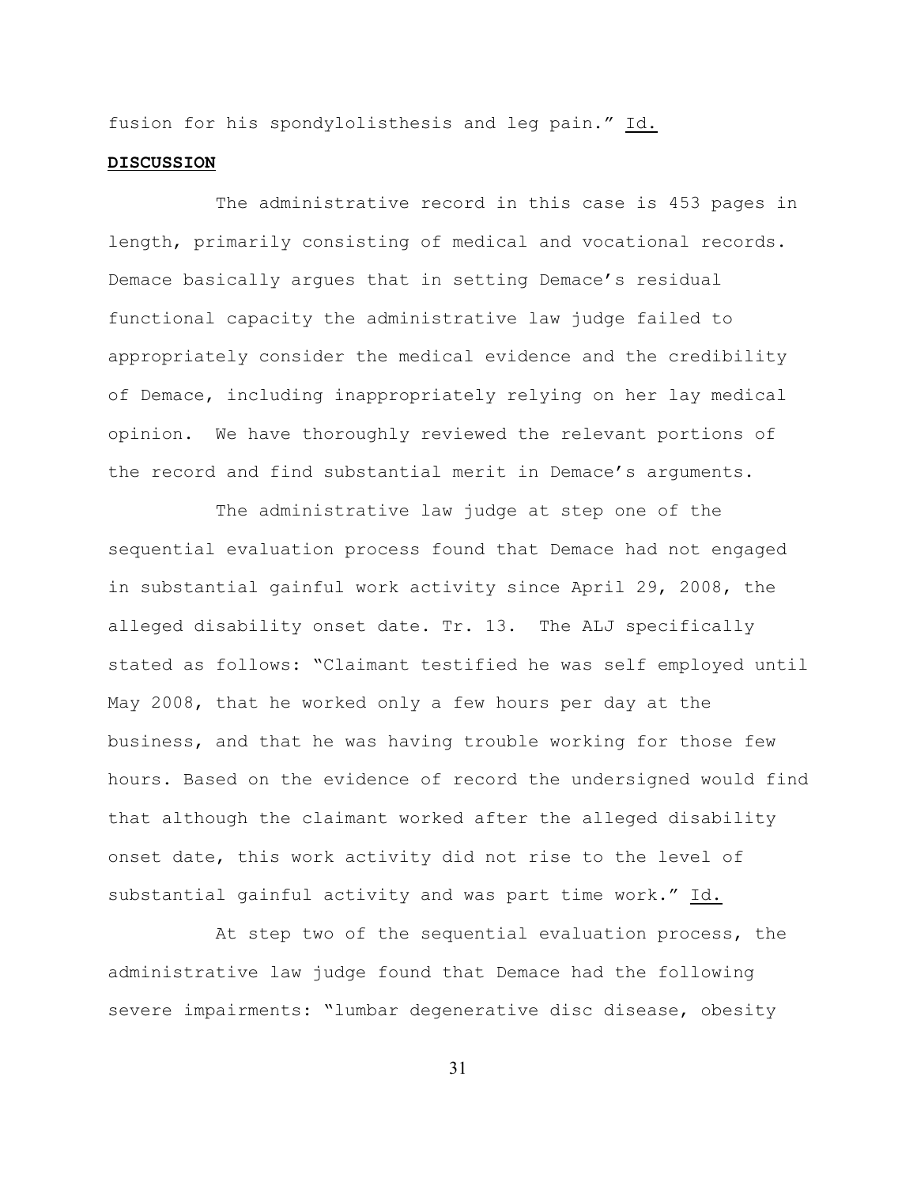fusion for his spondylolisthesis and leg pain." Id.

**DISCUSSION**

The administrative record in this case is 453 pages in length, primarily consisting of medical and vocational records. Demace basically argues that in setting Demace's residual functional capacity the administrative law judge failed to appropriately consider the medical evidence and the credibility of Demace, including inappropriately relying on her lay medical opinion. We have thoroughly reviewed the relevant portions of the record and find substantial merit in Demace's arguments.

The administrative law judge at step one of the sequential evaluation process found that Demace had not engaged in substantial gainful work activity since April 29, 2008, the alleged disability onset date. Tr. 13. The ALJ specifically stated as follows: "Claimant testified he was self employed until May 2008, that he worked only a few hours per day at the business, and that he was having trouble working for those few hours. Based on the evidence of record the undersigned would find that although the claimant worked after the alleged disability onset date, this work activity did not rise to the level of substantial gainful activity and was part time work." Id.

At step two of the sequential evaluation process, the administrative law judge found that Demace had the following severe impairments: "lumbar degenerative disc disease, obesity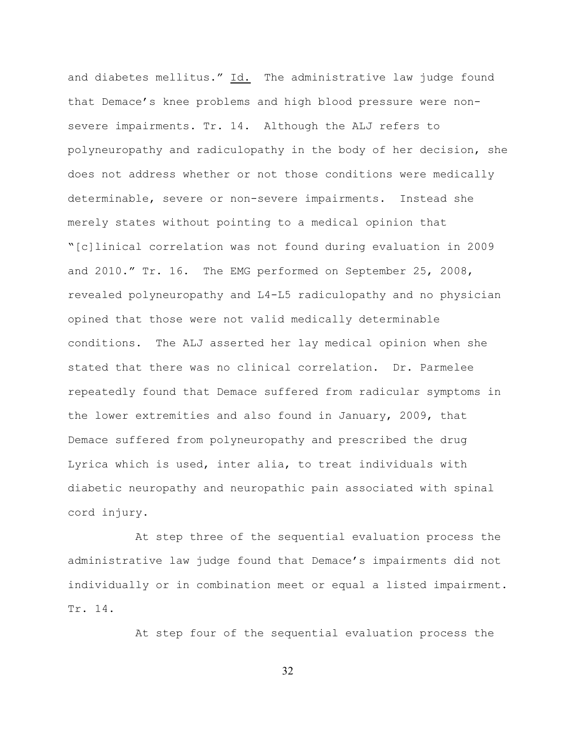and diabetes mellitus." Id. The administrative law judge found that Demace's knee problems and high blood pressure were non-severe impairments. Tr. 14. Although the ALJ refers to polyneuropathy and radiculopathy in the body of her decision, she does not address whether or not those conditions were medically determinable, severe or non-severe impairments. Instead she merely states without pointing to a medical opinion that "[c]linical correlation was not found during evaluation in 2009 and 2010." Tr. 16. The EMG performed on September 25, 2008, revealed polyneuropathy and L4-L5 radiculopathy and no physician opined that those were not valid medically determinable conditions. The ALJ asserted her lay medical opinion when she stated that there was no clinical correlation. Dr. Parmelee repeatedly found that Demace suffered from radicular symptoms in the lower extremities and also found in January, 2009, that Demace suffered from polyneuropathy and prescribed the drug Lyrica which is used, inter alia, to treat individuals with diabetic neuropathy and neuropathic pain associated with spinal cord injury.

At step three of the sequential evaluation process the administrative law judge found that Demace's impairments did not individually or in combination meet or equal a listed impairment. Tr. 14.

At step four of the sequential evaluation process the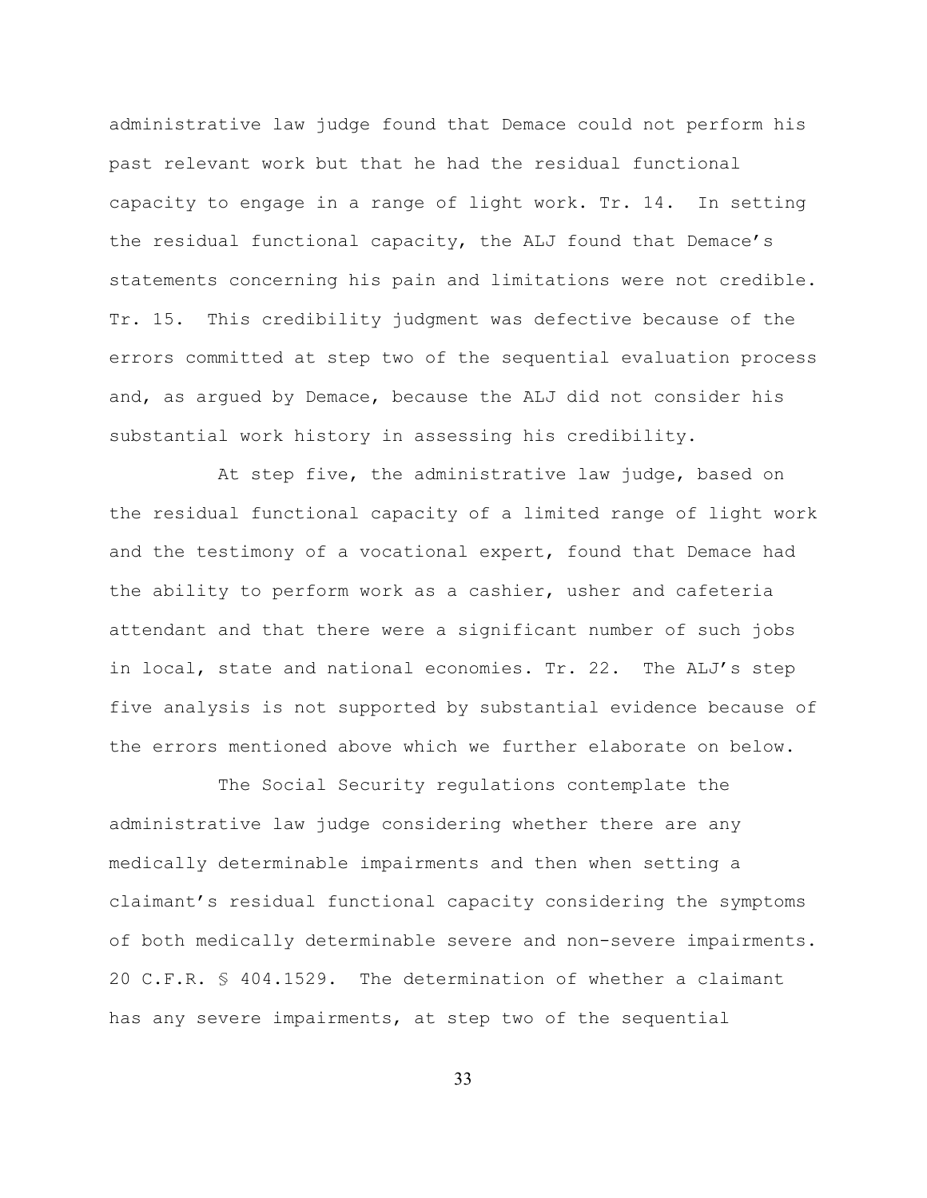administrative law judge found that Demace could not perform his past relevant work but that he had the residual functional capacity to engage in a range of light work. Tr. 14. In setting the residual functional capacity, the ALJ found that Demace's statements concerning his pain and limitations were not credible. Tr. 15. This credibility judgment was defective because of the errors committed at step two of the sequential evaluation process and, as argued by Demace, because the ALJ did not consider his substantial work history in assessing his credibility.

At step five, the administrative law judge, based on the residual functional capacity of a limited range of light work and the testimony of a vocational expert, found that Demace had the ability to perform work as a cashier, usher and cafeteria attendant and that there were a significant number of such jobs in local, state and national economies. Tr. 22. The ALJ's step five analysis is not supported by substantial evidence because of the errors mentioned above which we further elaborate on below.

The Social Security regulations contemplate the administrative law judge considering whether there are any medically determinable impairments and then when setting a claimant's residual functional capacity considering the symptoms of both medically determinable severe and non-severe impairments. 20 C.F.R. § 404.1529. The determination of whether a claimant has any severe impairments, at step two of the sequential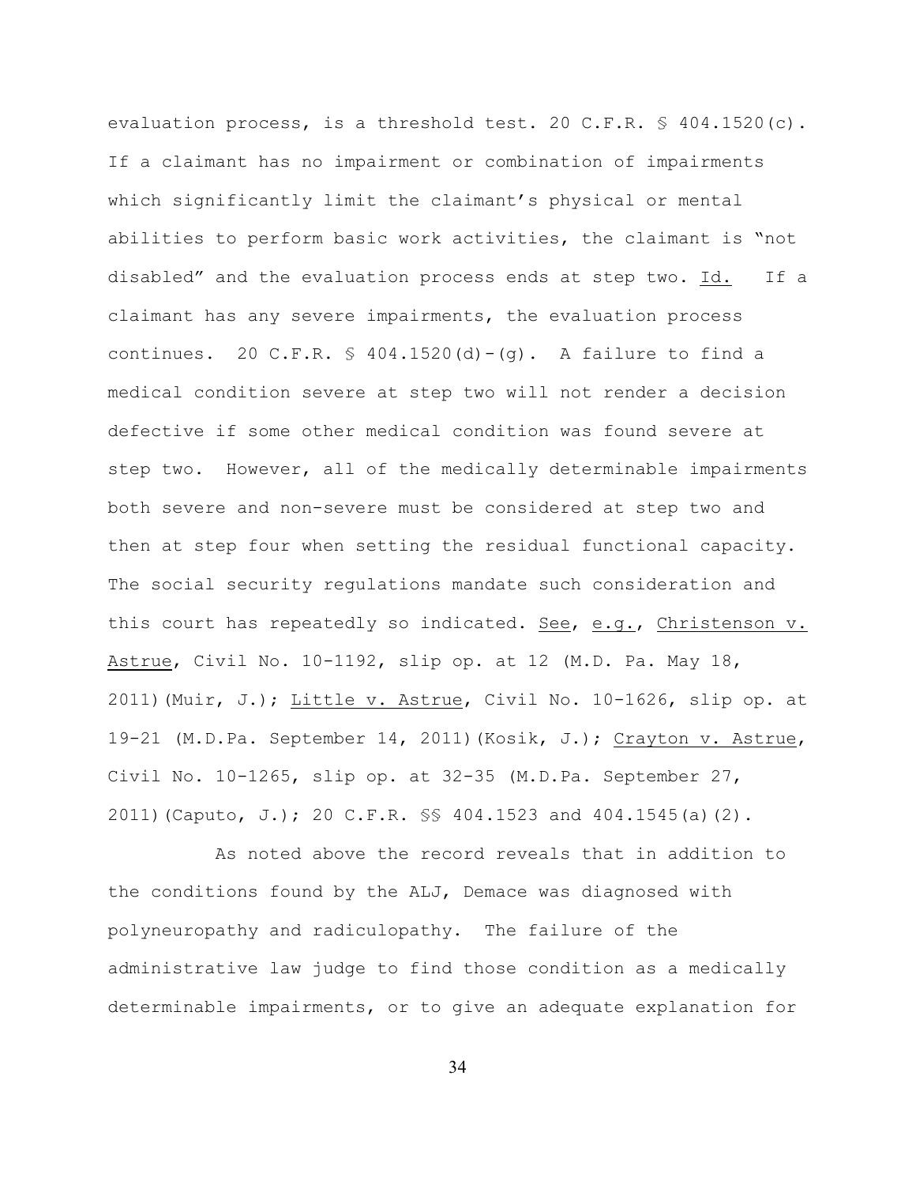evaluation process, is a threshold test. 20 C.F.R. § 404.1520(c). If a claimant has no impairment or combination of impairments which significantly limit the claimant's physical or mental abilities to perform basic work activities, the claimant is "not disabled" and the evaluation process ends at step two. Id. If a claimant has any severe impairments, the evaluation process continues. 20 C.F.R. § 404.1520(d)-(g). A failure to find a medical condition severe at step two will not render a decision defective if some other medical condition was found severe at step two. However, all of the medically determinable impairments both severe and non-severe must be considered at step two and then at step four when setting the residual functional capacity. The social security regulations mandate such consideration and this court has repeatedly so indicated. See, e.g., Christenson v. Astrue, Civil No. 10-1192, slip op. at 12 (M.D. Pa. May 18, 2011)(Muir, J.); Little v. Astrue, Civil No. 10-1626, slip op. at 19-21 (M.D.Pa. September 14, 2011)(Kosik, J.); Crayton v. Astrue, Civil No. 10-1265, slip op. at 32-35 (M.D.Pa. September 27, 2011)(Caputo, J.); 20 C.F.R. §§ 404.1523 and 404.1545(a)(2).

As noted above the record reveals that in addition to the conditions found by the ALJ, Demace was diagnosed with polyneuropathy and radiculopathy. The failure of the administrative law judge to find those condition as a medically determinable impairments, or to give an adequate explanation for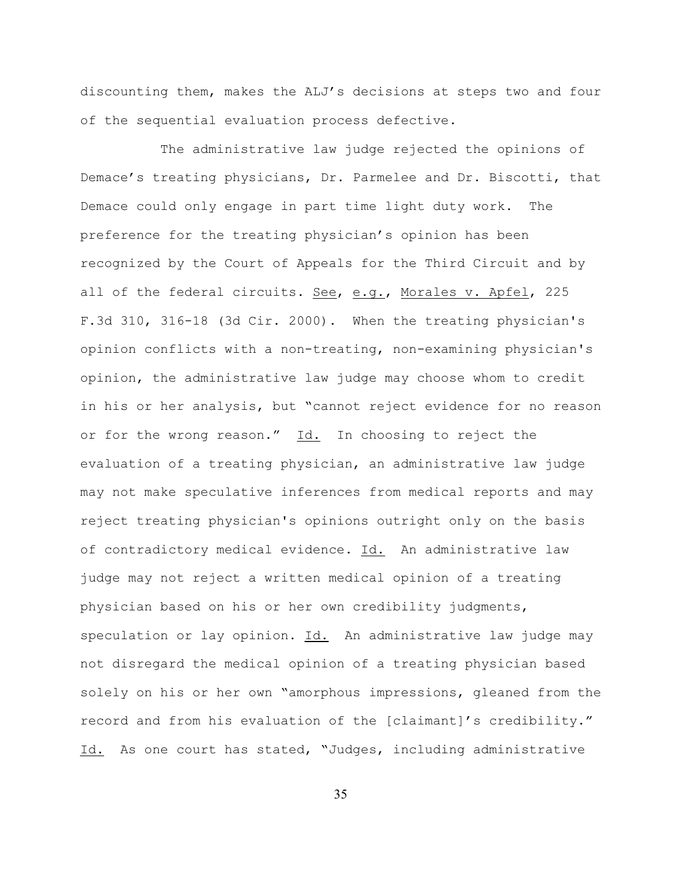discounting them, makes the ALJ's decisions at steps two and four of the sequential evaluation process defective.

The administrative law judge rejected the opinions of Demace's treating physicians, Dr. Parmelee and Dr. Biscotti, that Demace could only engage in part time light duty work. The preference for the treating physician's opinion has been recognized by the Court of Appeals for the Third Circuit and by all of the federal circuits. See, e.g., Morales v. Apfel, 225 F.3d 310, 316-18 (3d Cir. 2000). When the treating physician's opinion conflicts with a non-treating, non-examining physician's opinion, the administrative law judge may choose whom to credit in his or her analysis, but "cannot reject evidence for no reason or for the wrong reason." Id. In choosing to reject the evaluation of a treating physician, an administrative law judge may not make speculative inferences from medical reports and may reject treating physician's opinions outright only on the basis of contradictory medical evidence. Id. An administrative law judge may not reject a written medical opinion of a treating physician based on his or her own credibility judgments, speculation or lay opinion. Id. An administrative law judge may not disregard the medical opinion of a treating physician based solely on his or her own "amorphous impressions, gleaned from the record and from his evaluation of the [claimant]'s credibility." Id. As one court has stated, "Judges, including administrative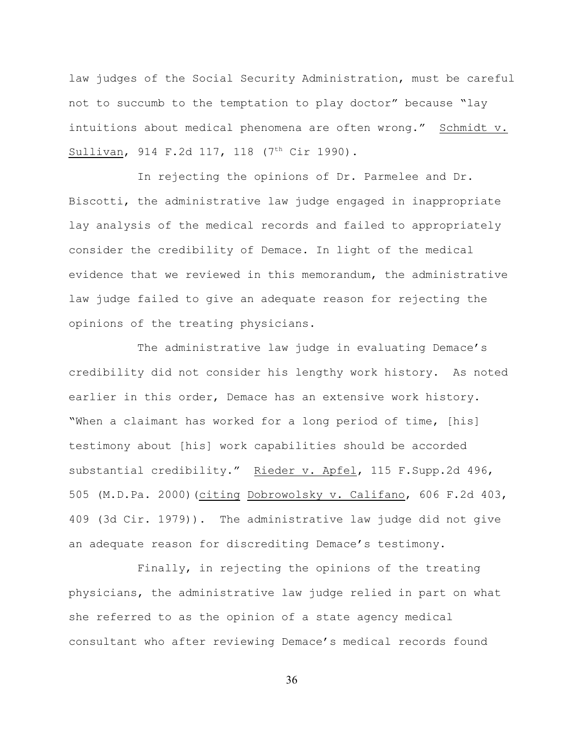law judges of the Social Security Administration, must be careful not to succumb to the temptation to play doctor" because "lay intuitions about medical phenomena are often wrong." Schmidt v. Sullivan, 914 F.2d 117, 118 (7th Cir 1990).

In rejecting the opinions of Dr. Parmelee and Dr. Biscotti, the administrative law judge engaged in inappropriate lay analysis of the medical records and failed to appropriately consider the credibility of Demace. In light of the medical evidence that we reviewed in this memorandum, the administrative law judge failed to give an adequate reason for rejecting the opinions of the treating physicians.

The administrative law judge in evaluating Demace's credibility did not consider his lengthy work history. As noted earlier in this order, Demace has an extensive work history. "When a claimant has worked for a long period of time, [his] testimony about [his] work capabilities should be accorded substantial credibility." Rieder v. Apfel, 115 F.Supp.2d 496, 505 (M.D.Pa. 2000)(citing Dobrowolsky v. Califano, 606 F.2d 403, 409 (3d Cir. 1979)). The administrative law judge did not give an adequate reason for discrediting Demace's testimony.

Finally, in rejecting the opinions of the treating physicians, the administrative law judge relied in part on what she referred to as the opinion of a state agency medical consultant who after reviewing Demace's medical records found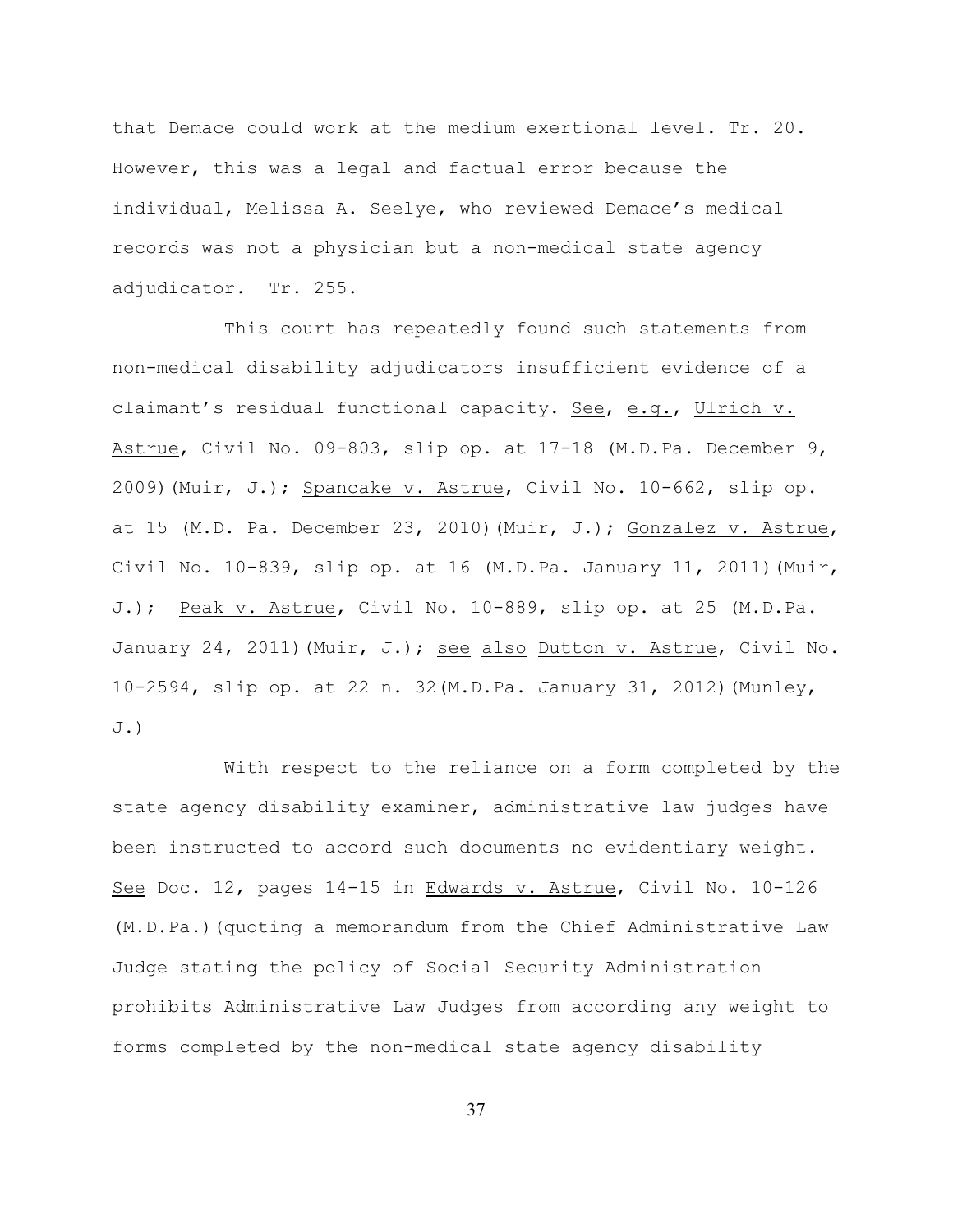that Demace could work at the medium exertional level. Tr. 20. However, this was a legal and factual error because the individual, Melissa A. Seelye, who reviewed Demace's medical records was not a physician but a non-medical state agency adjudicator. Tr. 255.

This court has repeatedly found such statements from non-medical disability adjudicators insufficient evidence of a claimant's residual functional capacity. See, e.g., Ulrich v. Astrue, Civil No. 09-803, slip op. at 17-18 (M.D.Pa. December 9, 2009)(Muir, J.); Spancake v. Astrue, Civil No. 10-662, slip op. at 15 (M.D. Pa. December 23, 2010)(Muir, J.); Gonzalez v. Astrue, Civil No. 10-839, slip op. at 16 (M.D.Pa. January 11, 2011)(Muir, J.); Peak v. Astrue, Civil No. 10-889, slip op. at 25 (M.D.Pa. January 24, 2011)(Muir, J.); see also Dutton v. Astrue, Civil No. 10-2594, slip op. at 22 n. 32(M.D.Pa. January 31, 2012)(Munley, J.)

With respect to the reliance on a form completed by the state agency disability examiner, administrative law judges have been instructed to accord such documents no evidentiary weight. See Doc. 12, pages 14-15 in Edwards v. Astrue, Civil No. 10-126 (M.D.Pa.)(quoting a memorandum from the Chief Administrative Law Judge stating the policy of Social Security Administration prohibits Administrative Law Judges from according any weight to forms completed by the non-medical state agency disability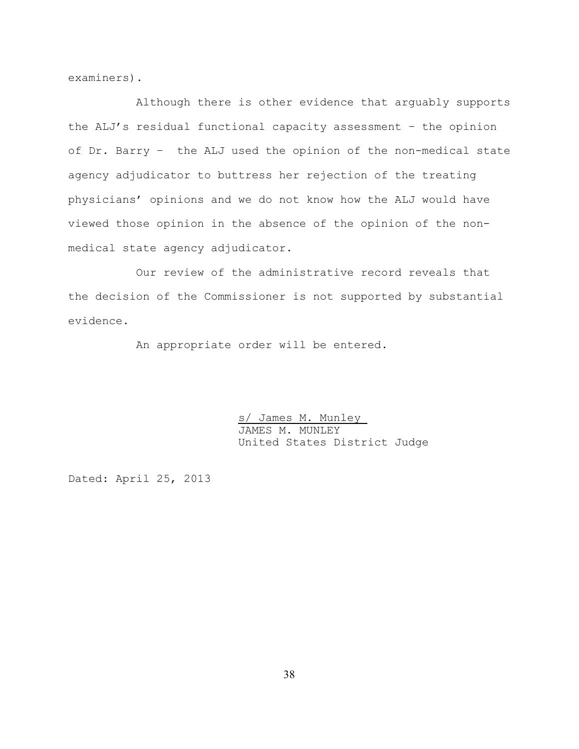examiners).

Although there is other evidence that arguably supports the ALJ's residual functional capacity assessment – the opinion of Dr. Barry – the ALJ used the opinion of the non-medical state agency adjudicator to buttress her rejection of the treating physicians' opinions and we do not know how the ALJ would have viewed those opinion in the absence of the opinion of the non-medical state agency adjudicator.

Our review of the administrative record reveals that the decision of the Commissioner is not supported by substantial evidence.

An appropriate order will be entered.

s/ James M. Munley
JAMES M. MUNLEY
United States District Judge

Dated: April 25, 2013